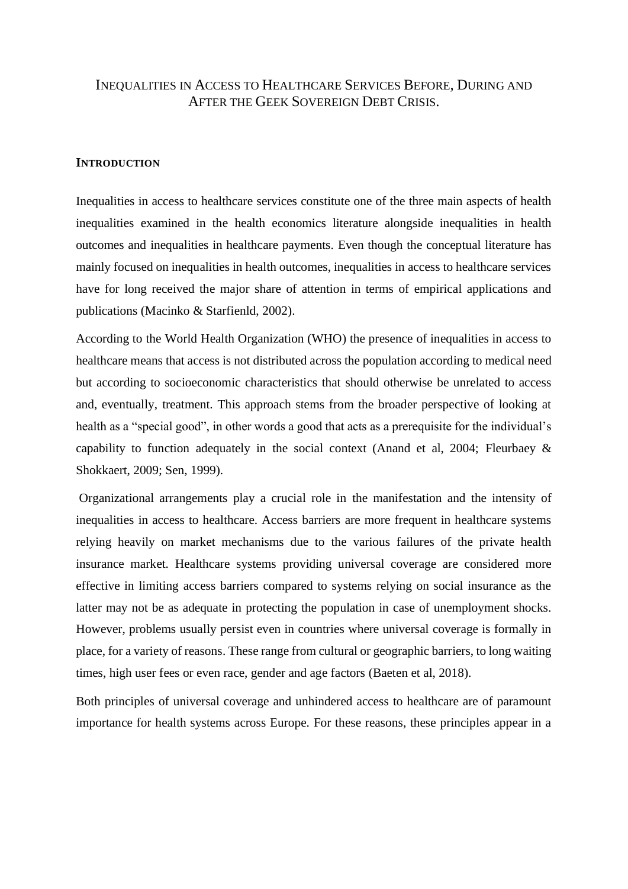# Inequalities in Access to Healthcare Services Before, During and After the Geek Sovereign Debt Crisis.

## Introduction

Inequalities in access to healthcare services constitute one of the three main aspects of health inequalities examined in the health economics literature alongside inequalities in health outcomes and inequalities in healthcare payments. Even though the conceptual literature has mainly focused on inequalities in health outcomes, inequalities in access to healthcare services have for long received the major share of attention in terms of empirical applications and publications (Macinko & Starfienld, 2002).

According to the World Health Organization (WHO) the presence of inequalities in access to healthcare means that access is not distributed across the population according to medical need but according to socioeconomic characteristics that should otherwise be unrelated to access and, eventually, treatment. This approach stems from the broader perspective of looking at health as a "special good", in other words a good that acts as a prerequisite for the individual's capability to function adequately in the social context (Anand et al, 2004; Fleurbaey & Shokkaert, 2009; Sen, 1999).

Organizational arrangements play a crucial role in the manifestation and the intensity of inequalities in access to healthcare. Access barriers are more frequent in healthcare systems relying heavily on market mechanisms due to the various failures of the private health insurance market. Healthcare systems providing universal coverage are considered more effective in limiting access barriers compared to systems relying on social insurance as the latter may not be as adequate in protecting the population in case of unemployment shocks. However, problems usually persist even in countries where universal coverage is formally in place, for a variety of reasons. These range from cultural or geographic barriers, to long waiting times, high user fees or even race, gender and age factors (Baeten et al, 2018).

Both principles of universal coverage and unhindered access to healthcare are of paramount importance for health systems across Europe. For these reasons, these principles appear in a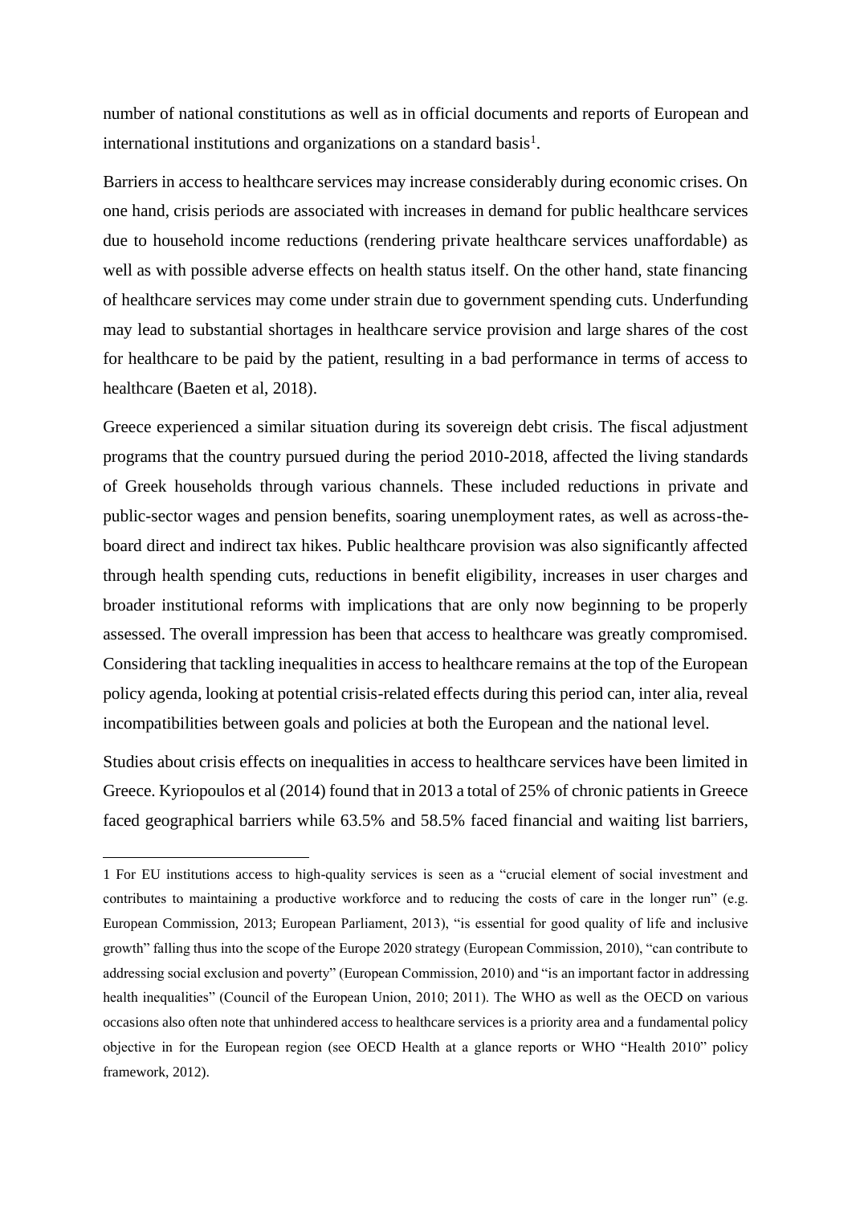number of national constitutions as well as in official documents and reports of European and international institutions and organizations on a standard basis[1].

Barriers in access to healthcare services may increase considerably during economic crises. On one hand, crisis periods are associated with increases in demand for public healthcare services due to household income reductions (rendering private healthcare services unaffordable) as well as with possible adverse effects on health status itself. On the other hand, state financing of healthcare services may come under strain due to government spending cuts. Underfunding may lead to substantial shortages in healthcare service provision and large shares of the cost for healthcare to be paid by the patient, resulting in a bad performance in terms of access to healthcare (Baeten et al, 2018).

Greece experienced a similar situation during its sovereign debt crisis. The fiscal adjustment programs that the country pursued during the period 2010-2018, affected the living standards of Greek households through various channels. These included reductions in private and public-sector wages and pension benefits, soaring unemployment rates, as well as across-the-board direct and indirect tax hikes. Public healthcare provision was also significantly affected through health spending cuts, reductions in benefit eligibility, increases in user charges and broader institutional reforms with implications that are only now beginning to be properly assessed. The overall impression has been that access to healthcare was greatly compromised. Considering that tackling inequalities in access to healthcare remains at the top of the European policy agenda, looking at potential crisis-related effects during this period can, inter alia, reveal incompatibilities between goals and policies at both the European and the national level.

Studies about crisis effects on inequalities in access to healthcare services have been limited in Greece. Kyriopoulos et al (2014) found that in 2013 a total of 25% of chronic patients in Greece faced geographical barriers while 63.5% and 58.5% faced financial and waiting list barriers,

---

1 For EU institutions access to high-quality services is seen as a "crucial element of social investment and contributes to maintaining a productive workforce and to reducing the costs of care in the longer run" (e.g. European Commission, 2013; European Parliament, 2013), "is essential for good quality of life and inclusive growth" falling thus into the scope of the Europe 2020 strategy (European Commission, 2010), "can contribute to addressing social exclusion and poverty" (European Commission, 2010) and "is an important factor in addressing health inequalities" (Council of the European Union, 2010; 2011). The WHO as well as the OECD on various occasions also often note that unhindered access to healthcare services is a priority area and a fundamental policy objective in for the European region (see OECD Health at a glance reports or WHO "Health 2010" policy framework, 2012).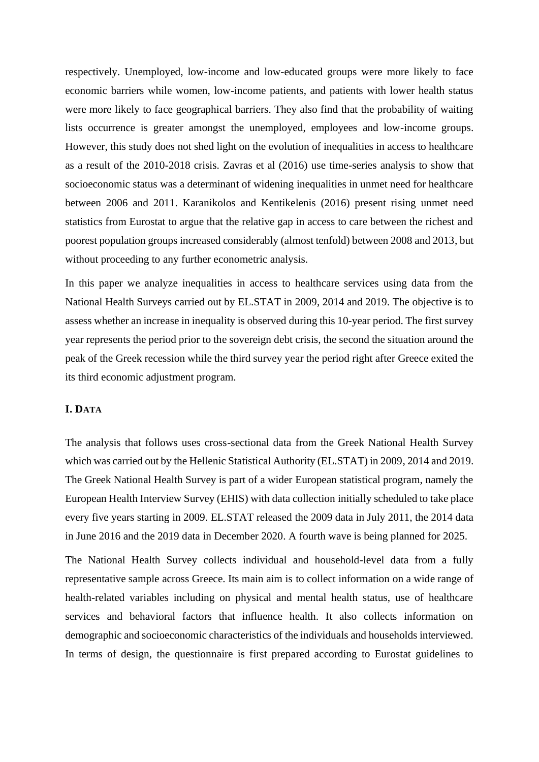respectively. Unemployed, low-income and low-educated groups were more likely to face economic barriers while women, low-income patients, and patients with lower health status were more likely to face geographical barriers. They also find that the probability of waiting lists occurrence is greater amongst the unemployed, employees and low-income groups. However, this study does not shed light on the evolution of inequalities in access to healthcare as a result of the 2010-2018 crisis. Zavras et al (2016) use time-series analysis to show that socioeconomic status was a determinant of widening inequalities in unmet need for healthcare between 2006 and 2011. Karanikolos and Kentikelenis (2016) present rising unmet need statistics from Eurostat to argue that the relative gap in access to care between the richest and poorest population groups increased considerably (almost tenfold) between 2008 and 2013, but without proceeding to any further econometric analysis.

In this paper we analyze inequalities in access to healthcare services using data from the National Health Surveys carried out by EL.STAT in 2009, 2014 and 2019. The objective is to assess whether an increase in inequality is observed during this 10-year period. The first survey year represents the period prior to the sovereign debt crisis, the second the situation around the peak of the Greek recession while the third survey year the period right after Greece exited the its third economic adjustment program.

## I. DATA

The analysis that follows uses cross-sectional data from the Greek National Health Survey which was carried out by the Hellenic Statistical Authority (EL.STAT) in 2009, 2014 and 2019. The Greek National Health Survey is part of a wider European statistical program, namely the European Health Interview Survey (EHIS) with data collection initially scheduled to take place every five years starting in 2009. EL.STAT released the 2009 data in July 2011, the 2014 data in June 2016 and the 2019 data in December 2020. A fourth wave is being planned for 2025.

The National Health Survey collects individual and household-level data from a fully representative sample across Greece. Its main aim is to collect information on a wide range of health-related variables including on physical and mental health status, use of healthcare services and behavioral factors that influence health. It also collects information on demographic and socioeconomic characteristics of the individuals and households interviewed. In terms of design, the questionnaire is first prepared according to Eurostat guidelines to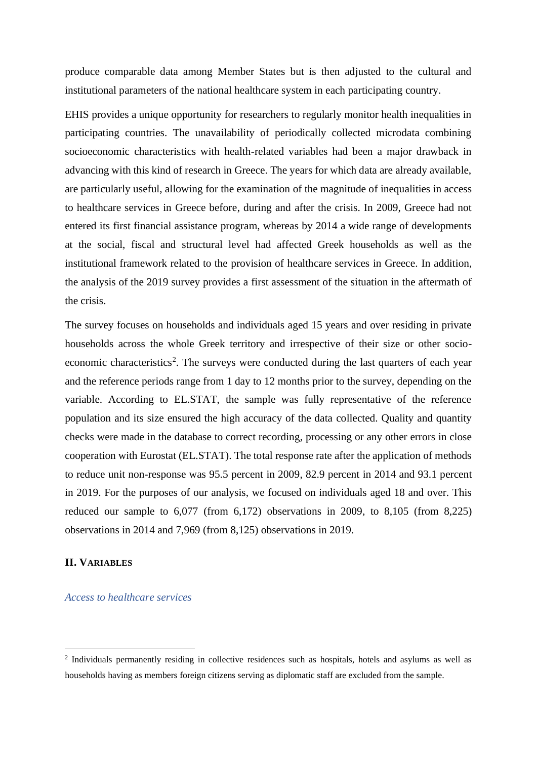produce comparable data among Member States but is then adjusted to the cultural and institutional parameters of the national healthcare system in each participating country.

EHIS provides a unique opportunity for researchers to regularly monitor health inequalities in participating countries. The unavailability of periodically collected microdata combining socioeconomic characteristics with health-related variables had been a major drawback in advancing with this kind of research in Greece. The years for which data are already available, are particularly useful, allowing for the examination of the magnitude of inequalities in access to healthcare services in Greece before, during and after the crisis. In 2009, Greece had not entered its first financial assistance program, whereas by 2014 a wide range of developments at the social, fiscal and structural level had affected Greek households as well as the institutional framework related to the provision of healthcare services in Greece. In addition, the analysis of the 2019 survey provides a first assessment of the situation in the aftermath of the crisis.

The survey focuses on households and individuals aged 15 years and over residing in private households across the whole Greek territory and irrespective of their size or other socio-economic characteristics[2]. The surveys were conducted during the last quarters of each year and the reference periods range from 1 day to 12 months prior to the survey, depending on the variable. According to EL.STAT, the sample was fully representative of the reference population and its size ensured the high accuracy of the data collected. Quality and quantity checks were made in the database to correct recording, processing or any other errors in close cooperation with Eurostat (EL.STAT). The total response rate after the application of methods to reduce unit non-response was 95.5 percent in 2009, 82.9 percent in 2014 and 93.1 percent in 2019. For the purposes of our analysis, we focused on individuals aged 18 and over. This reduced our sample to 6,077 (from 6,172) observations in 2009, to 8,105 (from 8,225) observations in 2014 and 7,969 (from 8,125) observations in 2019.

## II. VARIABLES

### *Access to healthcare services*

[2] Individuals permanently residing in collective residences such as hospitals, hotels and asylums as well as households having as members foreign citizens serving as diplomatic staff are excluded from the sample.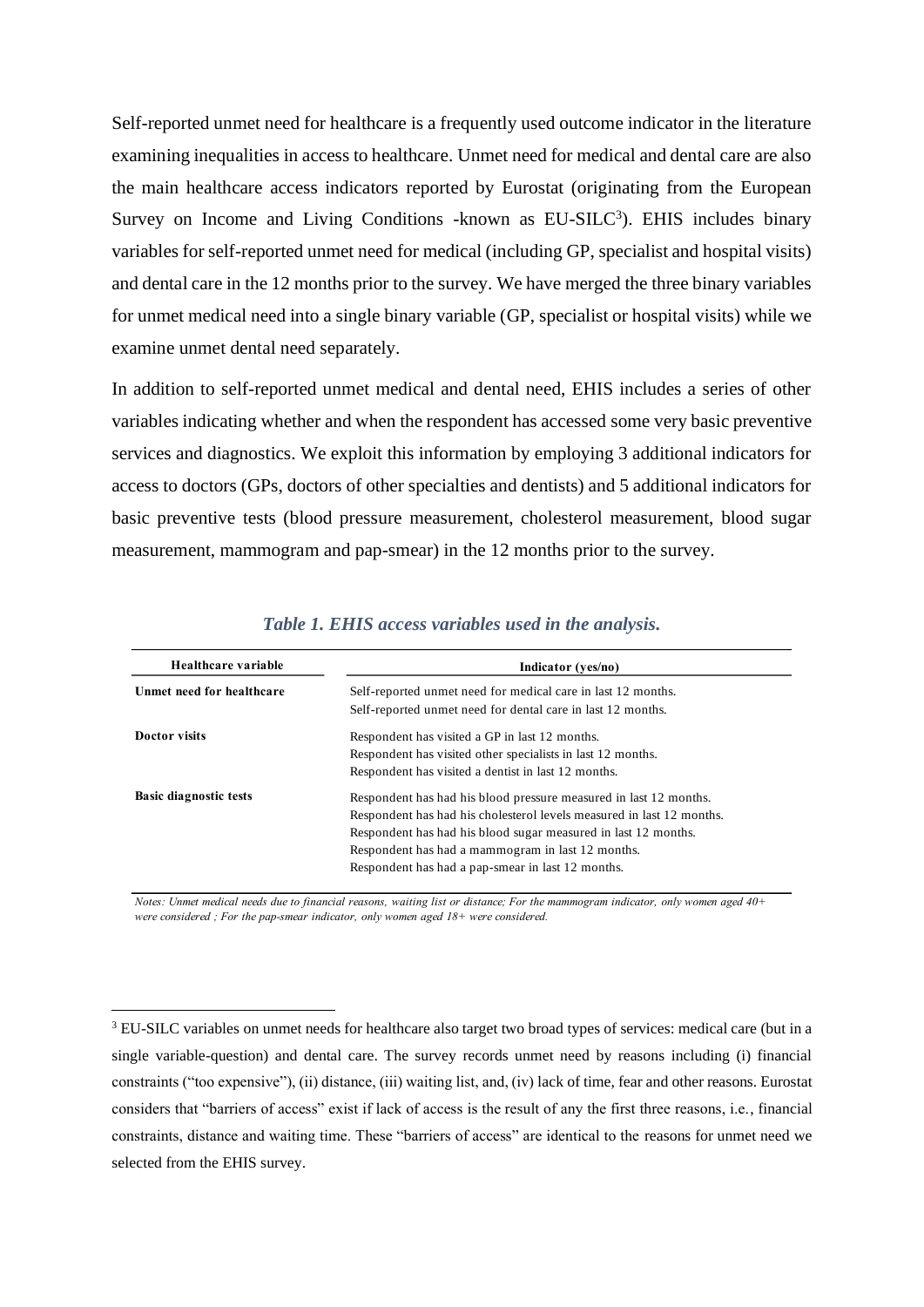Self-reported unmet need for healthcare is a frequently used outcome indicator in the literature examining inequalities in access to healthcare. Unmet need for medical and dental care are also the main healthcare access indicators reported by Eurostat (originating from the European Survey on Income and Living Conditions -known as EU-SILC[3]). EHIS includes binary variables for self-reported unmet need for medical (including GP, specialist and hospital visits) and dental care in the 12 months prior to the survey. We have merged the three binary variables for unmet medical need into a single binary variable (GP, specialist or hospital visits) while we examine unmet dental need separately.

In addition to self-reported unmet medical and dental need, EHIS includes a series of other variables indicating whether and when the respondent has accessed some very basic preventive services and diagnostics. We exploit this information by employing 3 additional indicators for access to doctors (GPs, doctors of other specialties and dentists) and 5 additional indicators for basic preventive tests (blood pressure measurement, cholesterol measurement, blood sugar measurement, mammogram and pap-smear) in the 12 months prior to the survey.

*Table 1. EHIS access variables used in the analysis.*

| Healthcare variable | Indicator (yes/no) |
|---|---|
| **Unmet need for healthcare** | Self-reported unmet need for medical care in last 12 months. |
| | Self-reported unmet need for dental care in last 12 months. |
| **Doctor visits** | Respondent has visited a GP in last 12 months. |
| | Respondent has visited other specialists in last 12 months. |
| | Respondent has visited a dentist in last 12 months. |
| **Basic diagnostic tests** | Respondent has had his blood pressure measured in last 12 months. |
| | Respondent has had his cholesterol levels measured in last 12 months. |
| | Respondent has had his blood sugar measured in last 12 months. |
| | Respondent has had a mammogram in last 12 months. |
| | Respondent has had a pap-smear in last 12 months. |

*Notes: Unmet medical needs due to financial reasons, waiting list or distance; For the mammogram indicator, only women aged 40+ were considered ; For the pap-smear indicator, only women aged 18+ were considered.*

[3] EU-SILC variables on unmet needs for healthcare also target two broad types of services: medical care (but in a single variable-question) and dental care. The survey records unmet need by reasons including (i) financial constraints ("too expensive"), (ii) distance, (iii) waiting list, and, (iv) lack of time, fear and other reasons. Eurostat considers that "barriers of access" exist if lack of access is the result of any the first three reasons, i.e., financial constraints, distance and waiting time. These "barriers of access" are identical to the reasons for unmet need we selected from the EHIS survey.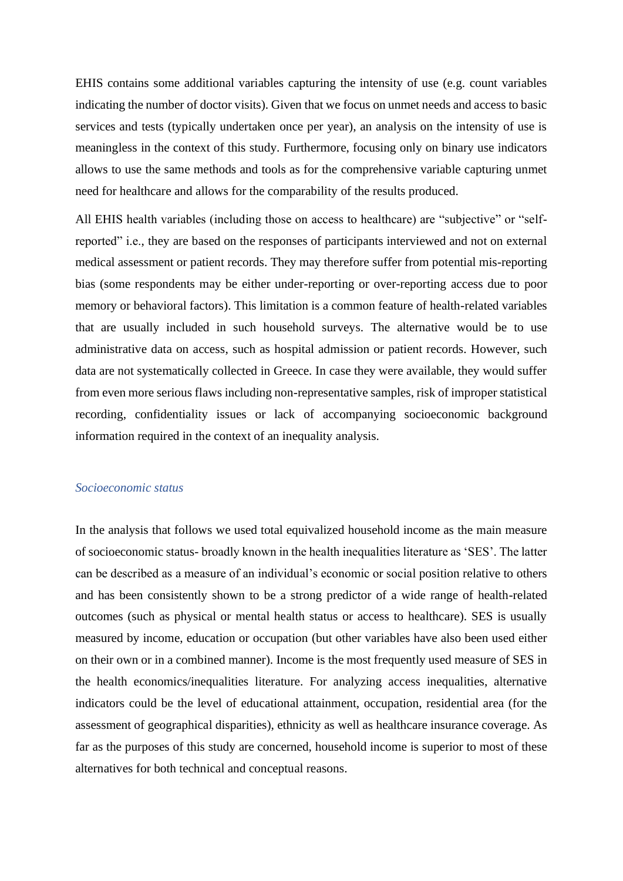EHIS contains some additional variables capturing the intensity of use (e.g. count variables indicating the number of doctor visits). Given that we focus on unmet needs and access to basic services and tests (typically undertaken once per year), an analysis on the intensity of use is meaningless in the context of this study. Furthermore, focusing only on binary use indicators allows to use the same methods and tools as for the comprehensive variable capturing unmet need for healthcare and allows for the comparability of the results produced.

All EHIS health variables (including those on access to healthcare) are "subjective" or "self-reported" i.e., they are based on the responses of participants interviewed and not on external medical assessment or patient records. They may therefore suffer from potential mis-reporting bias (some respondents may be either under-reporting or over-reporting access due to poor memory or behavioral factors). This limitation is a common feature of health-related variables that are usually included in such household surveys. The alternative would be to use administrative data on access, such as hospital admission or patient records. However, such data are not systematically collected in Greece. In case they were available, they would suffer from even more serious flaws including non-representative samples, risk of improper statistical recording, confidentiality issues or lack of accompanying socioeconomic background information required in the context of an inequality analysis.

### *Socioeconomic status*

In the analysis that follows we used total equivalized household income as the main measure of socioeconomic status- broadly known in the health inequalities literature as 'SES'. The latter can be described as a measure of an individual's economic or social position relative to others and has been consistently shown to be a strong predictor of a wide range of health-related outcomes (such as physical or mental health status or access to healthcare). SES is usually measured by income, education or occupation (but other variables have also been used either on their own or in a combined manner). Income is the most frequently used measure of SES in the health economics/inequalities literature. For analyzing access inequalities, alternative indicators could be the level of educational attainment, occupation, residential area (for the assessment of geographical disparities), ethnicity as well as healthcare insurance coverage. As far as the purposes of this study are concerned, household income is superior to most of these alternatives for both technical and conceptual reasons.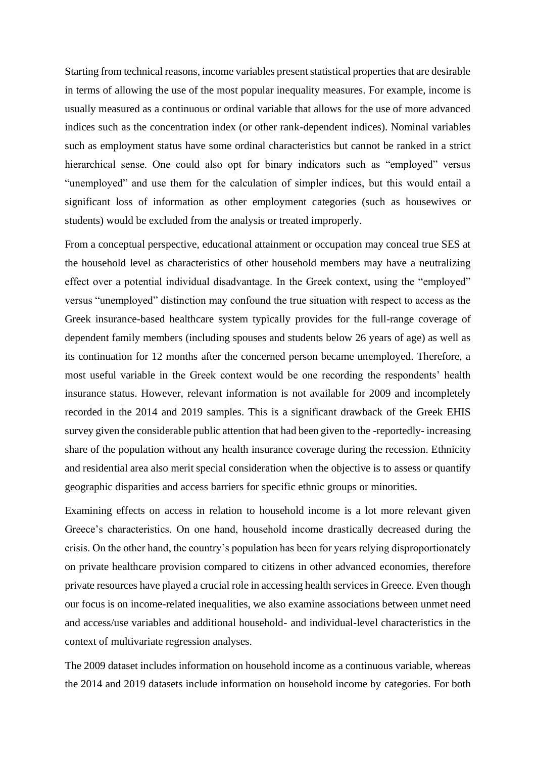Starting from technical reasons, income variables present statistical properties that are desirable in terms of allowing the use of the most popular inequality measures. For example, income is usually measured as a continuous or ordinal variable that allows for the use of more advanced indices such as the concentration index (or other rank-dependent indices). Nominal variables such as employment status have some ordinal characteristics but cannot be ranked in a strict hierarchical sense. One could also opt for binary indicators such as "employed" versus "unemployed" and use them for the calculation of simpler indices, but this would entail a significant loss of information as other employment categories (such as housewives or students) would be excluded from the analysis or treated improperly.

From a conceptual perspective, educational attainment or occupation may conceal true SES at the household level as characteristics of other household members may have a neutralizing effect over a potential individual disadvantage. In the Greek context, using the "employed" versus "unemployed" distinction may confound the true situation with respect to access as the Greek insurance-based healthcare system typically provides for the full-range coverage of dependent family members (including spouses and students below 26 years of age) as well as its continuation for 12 months after the concerned person became unemployed. Therefore, a most useful variable in the Greek context would be one recording the respondents' health insurance status. However, relevant information is not available for 2009 and incompletely recorded in the 2014 and 2019 samples. This is a significant drawback of the Greek EHIS survey given the considerable public attention that had been given to the -reportedly- increasing share of the population without any health insurance coverage during the recession. Ethnicity and residential area also merit special consideration when the objective is to assess or quantify geographic disparities and access barriers for specific ethnic groups or minorities.

Examining effects on access in relation to household income is a lot more relevant given Greece's characteristics. On one hand, household income drastically decreased during the crisis. On the other hand, the country's population has been for years relying disproportionately on private healthcare provision compared to citizens in other advanced economies, therefore private resources have played a crucial role in accessing health services in Greece. Even though our focus is on income-related inequalities, we also examine associations between unmet need and access/use variables and additional household- and individual-level characteristics in the context of multivariate regression analyses.

The 2009 dataset includes information on household income as a continuous variable, whereas the 2014 and 2019 datasets include information on household income by categories. For both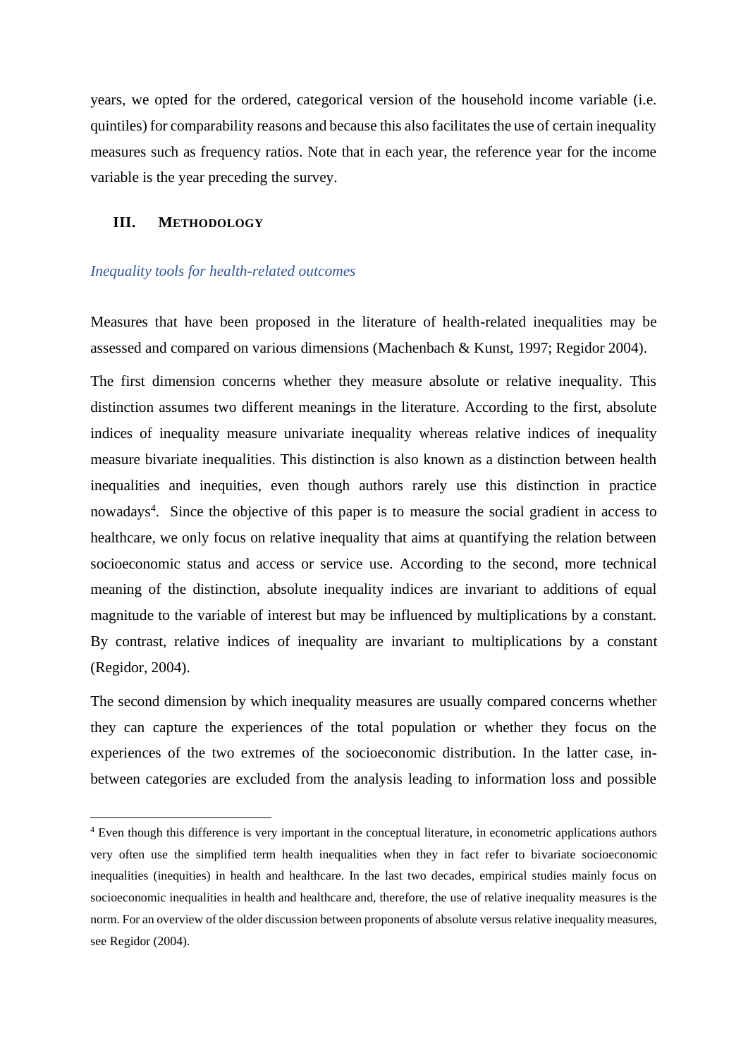years, we opted for the ordered, categorical version of the household income variable (i.e. quintiles) for comparability reasons and because this also facilitates the use of certain inequality measures such as frequency ratios. Note that in each year, the reference year for the income variable is the year preceding the survey.

## III. METHODOLOGY

### *Inequality tools for health-related outcomes*

Measures that have been proposed in the literature of health-related inequalities may be assessed and compared on various dimensions (Machenbach & Kunst, 1997; Regidor 2004).

The first dimension concerns whether they measure absolute or relative inequality. This distinction assumes two different meanings in the literature. According to the first, absolute indices of inequality measure univariate inequality whereas relative indices of inequality measure bivariate inequalities. This distinction is also known as a distinction between health inequalities and inequities, even though authors rarely use this distinction in practice nowadays[4]. Since the objective of this paper is to measure the social gradient in access to healthcare, we only focus on relative inequality that aims at quantifying the relation between socioeconomic status and access or service use. According to the second, more technical meaning of the distinction, absolute inequality indices are invariant to additions of equal magnitude to the variable of interest but may be influenced by multiplications by a constant. By contrast, relative indices of inequality are invariant to multiplications by a constant (Regidor, 2004).

The second dimension by which inequality measures are usually compared concerns whether they can capture the experiences of the total population or whether they focus on the experiences of the two extremes of the socioeconomic distribution. In the latter case, in-between categories are excluded from the analysis leading to information loss and possible

[4] Even though this difference is very important in the conceptual literature, in econometric applications authors very often use the simplified term health inequalities when they in fact refer to bivariate socioeconomic inequalities (inequities) in health and healthcare. In the last two decades, empirical studies mainly focus on socioeconomic inequalities in health and healthcare and, therefore, the use of relative inequality measures is the norm. For an overview of the older discussion between proponents of absolute versus relative inequality measures, see Regidor (2004).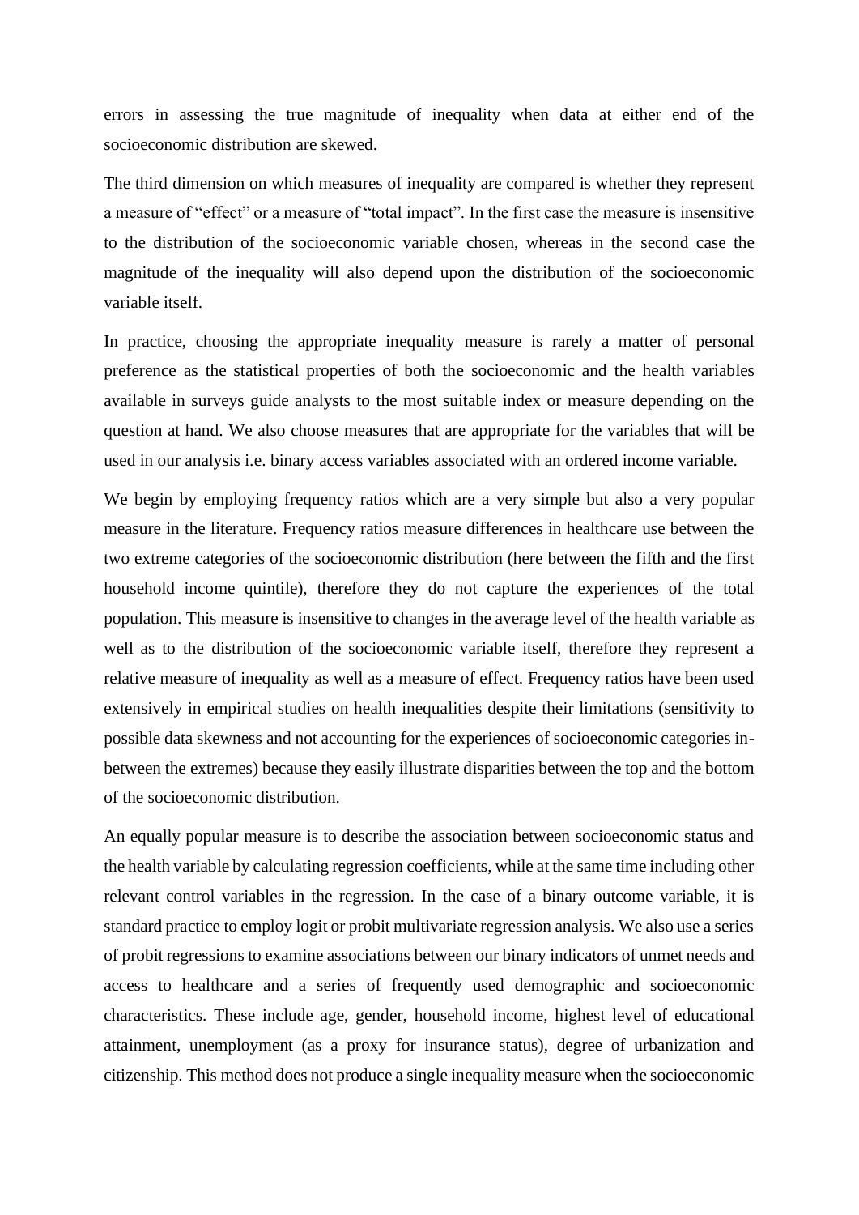errors in assessing the true magnitude of inequality when data at either end of the socioeconomic distribution are skewed.

The third dimension on which measures of inequality are compared is whether they represent a measure of "effect" or a measure of "total impact". In the first case the measure is insensitive to the distribution of the socioeconomic variable chosen, whereas in the second case the magnitude of the inequality will also depend upon the distribution of the socioeconomic variable itself.

In practice, choosing the appropriate inequality measure is rarely a matter of personal preference as the statistical properties of both the socioeconomic and the health variables available in surveys guide analysts to the most suitable index or measure depending on the question at hand. We also choose measures that are appropriate for the variables that will be used in our analysis i.e. binary access variables associated with an ordered income variable.

We begin by employing frequency ratios which are a very simple but also a very popular measure in the literature. Frequency ratios measure differences in healthcare use between the two extreme categories of the socioeconomic distribution (here between the fifth and the first household income quintile), therefore they do not capture the experiences of the total population. This measure is insensitive to changes in the average level of the health variable as well as to the distribution of the socioeconomic variable itself, therefore they represent a relative measure of inequality as well as a measure of effect. Frequency ratios have been used extensively in empirical studies on health inequalities despite their limitations (sensitivity to possible data skewness and not accounting for the experiences of socioeconomic categories in-between the extremes) because they easily illustrate disparities between the top and the bottom of the socioeconomic distribution.

An equally popular measure is to describe the association between socioeconomic status and the health variable by calculating regression coefficients, while at the same time including other relevant control variables in the regression. In the case of a binary outcome variable, it is standard practice to employ logit or probit multivariate regression analysis. We also use a series of probit regressions to examine associations between our binary indicators of unmet needs and access to healthcare and a series of frequently used demographic and socioeconomic characteristics. These include age, gender, household income, highest level of educational attainment, unemployment (as a proxy for insurance status), degree of urbanization and citizenship. This method does not produce a single inequality measure when the socioeconomic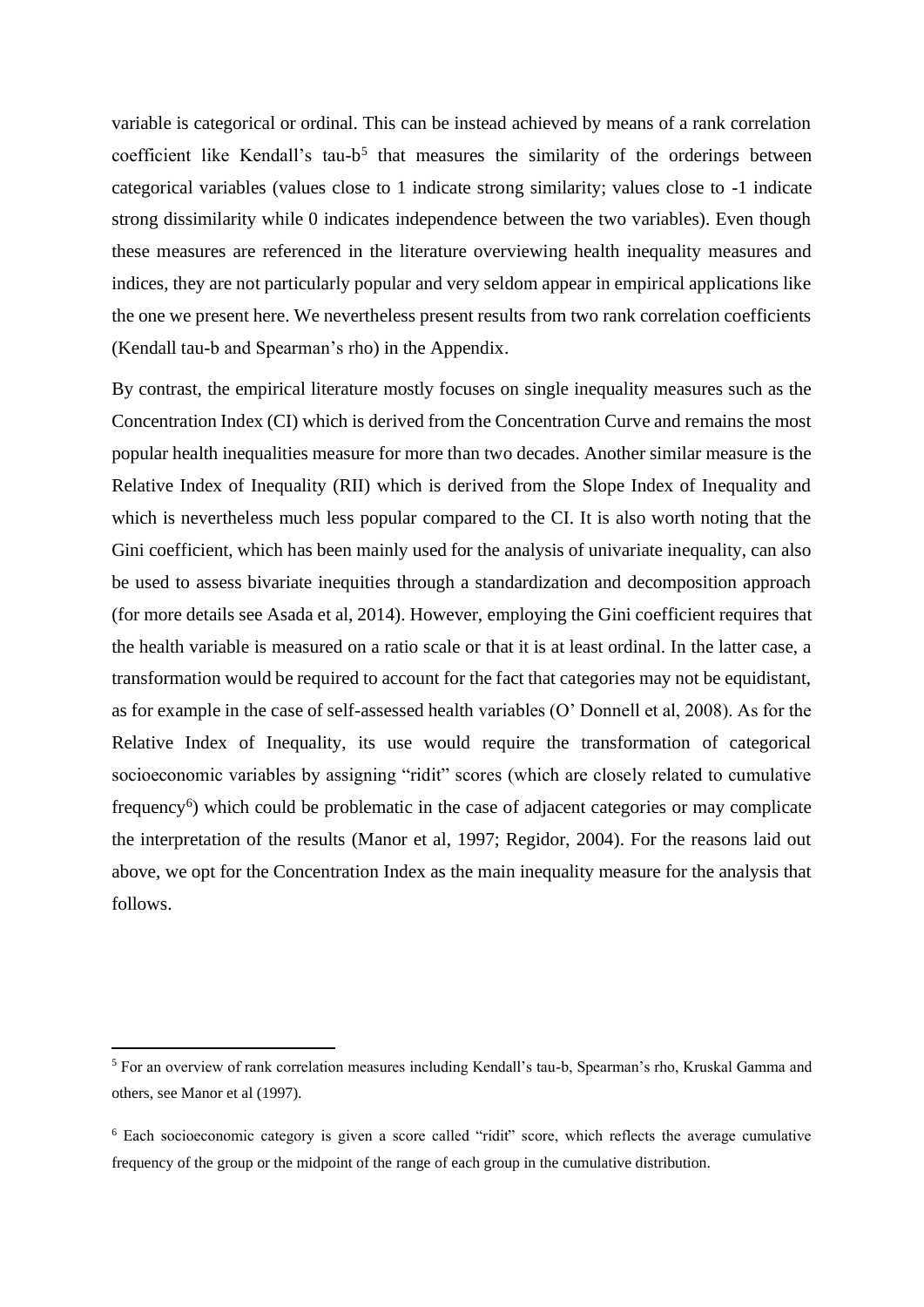variable is categorical or ordinal. This can be instead achieved by means of a rank correlation coefficient like Kendall's tau-b[5] that measures the similarity of the orderings between categorical variables (values close to 1 indicate strong similarity; values close to -1 indicate strong dissimilarity while 0 indicates independence between the two variables). Even though these measures are referenced in the literature overviewing health inequality measures and indices, they are not particularly popular and very seldom appear in empirical applications like the one we present here. We nevertheless present results from two rank correlation coefficients (Kendall tau-b and Spearman's rho) in the Appendix.

By contrast, the empirical literature mostly focuses on single inequality measures such as the Concentration Index (CI) which is derived from the Concentration Curve and remains the most popular health inequalities measure for more than two decades. Another similar measure is the Relative Index of Inequality (RII) which is derived from the Slope Index of Inequality and which is nevertheless much less popular compared to the CI. It is also worth noting that the Gini coefficient, which has been mainly used for the analysis of univariate inequality, can also be used to assess bivariate inequities through a standardization and decomposition approach (for more details see Asada et al, 2014). However, employing the Gini coefficient requires that the health variable is measured on a ratio scale or that it is at least ordinal. In the latter case, a transformation would be required to account for the fact that categories may not be equidistant, as for example in the case of self-assessed health variables (O' Donnell et al, 2008). As for the Relative Index of Inequality, its use would require the transformation of categorical socioeconomic variables by assigning "ridit" scores (which are closely related to cumulative frequency[6]) which could be problematic in the case of adjacent categories or may complicate the interpretation of the results (Manor et al, 1997; Regidor, 2004). For the reasons laid out above, we opt for the Concentration Index as the main inequality measure for the analysis that follows.

---

[5] For an overview of rank correlation measures including Kendall's tau-b, Spearman's rho, Kruskal Gamma and others, see Manor et al (1997).

[6] Each socioeconomic category is given a score called "ridit" score, which reflects the average cumulative frequency of the group or the midpoint of the range of each group in the cumulative distribution.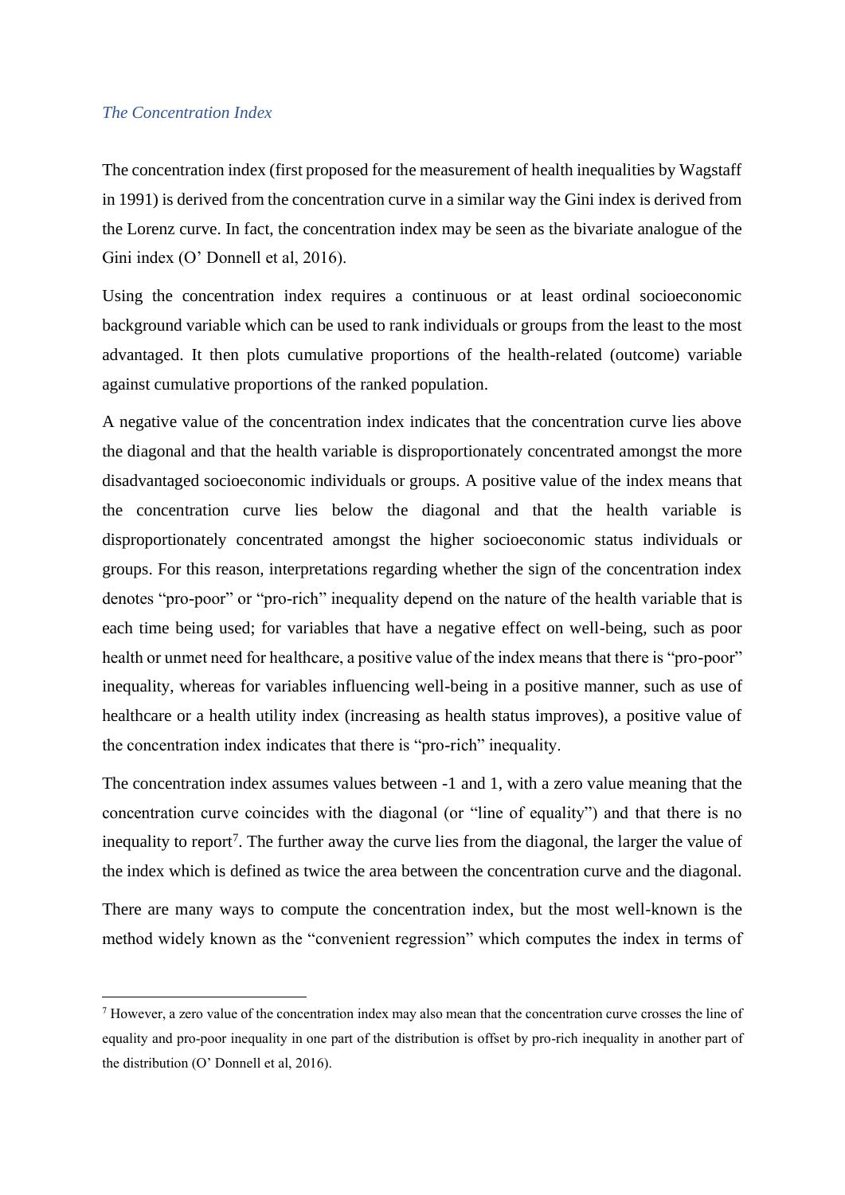*The Concentration Index*

The concentration index (first proposed for the measurement of health inequalities by Wagstaff in 1991) is derived from the concentration curve in a similar way the Gini index is derived from the Lorenz curve. In fact, the concentration index may be seen as the bivariate analogue of the Gini index (O' Donnell et al, 2016).

Using the concentration index requires a continuous or at least ordinal socioeconomic background variable which can be used to rank individuals or groups from the least to the most advantaged. It then plots cumulative proportions of the health-related (outcome) variable against cumulative proportions of the ranked population.

A negative value of the concentration index indicates that the concentration curve lies above the diagonal and that the health variable is disproportionately concentrated amongst the more disadvantaged socioeconomic individuals or groups. A positive value of the index means that the concentration curve lies below the diagonal and that the health variable is disproportionately concentrated amongst the higher socioeconomic status individuals or groups. For this reason, interpretations regarding whether the sign of the concentration index denotes "pro-poor" or "pro-rich" inequality depend on the nature of the health variable that is each time being used; for variables that have a negative effect on well-being, such as poor health or unmet need for healthcare, a positive value of the index means that there is "pro-poor" inequality, whereas for variables influencing well-being in a positive manner, such as use of healthcare or a health utility index (increasing as health status improves), a positive value of the concentration index indicates that there is "pro-rich" inequality.

The concentration index assumes values between -1 and 1, with a zero value meaning that the concentration curve coincides with the diagonal (or "line of equality") and that there is no inequality to report[7]. The further away the curve lies from the diagonal, the larger the value of the index which is defined as twice the area between the concentration curve and the diagonal.

There are many ways to compute the concentration index, but the most well-known is the method widely known as the "convenient regression" which computes the index in terms of

[7] However, a zero value of the concentration index may also mean that the concentration curve crosses the line of equality and pro-poor inequality in one part of the distribution is offset by pro-rich inequality in another part of the distribution (O' Donnell et al, 2016).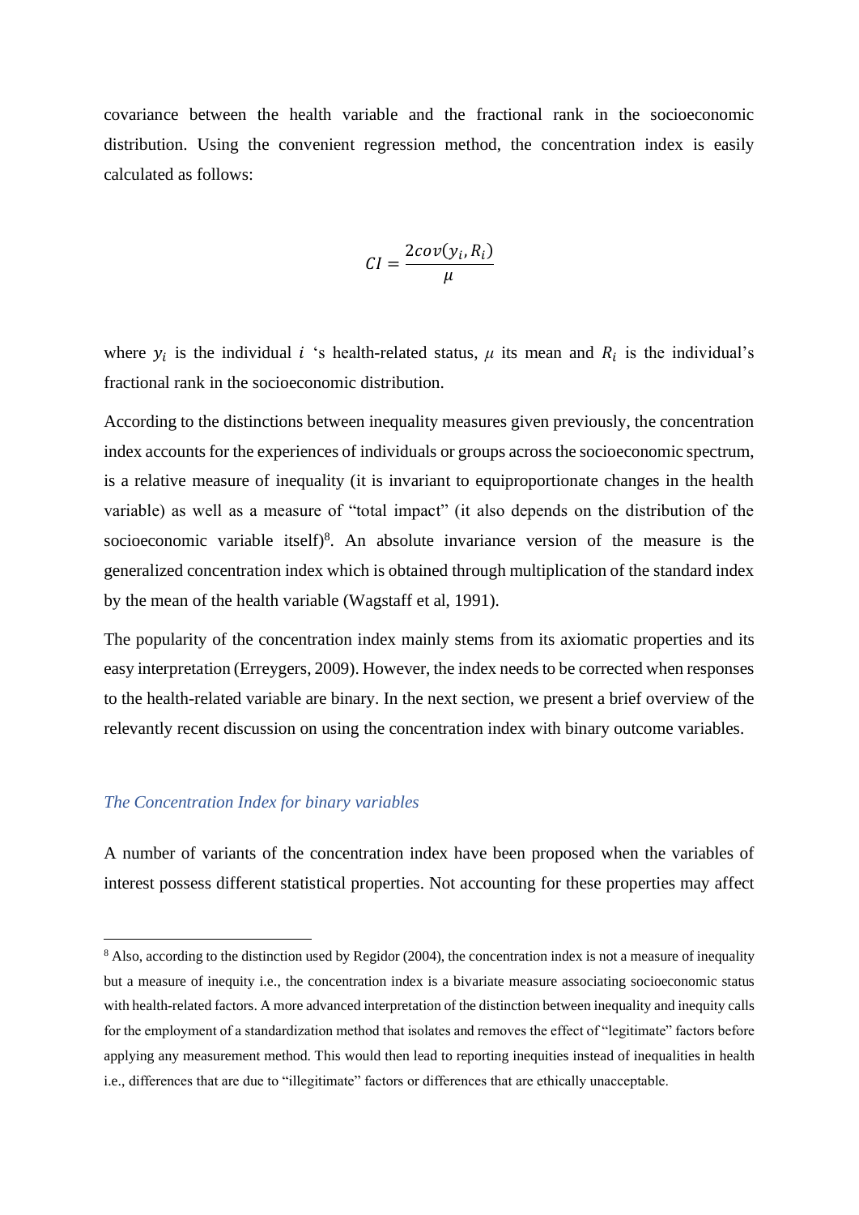covariance between the health variable and the fractional rank in the socioeconomic distribution. Using the convenient regression method, the concentration index is easily calculated as follows:

$$CI = \frac{2cov(y_i, R_i)}{\mu}$$

where $y_i$ is the individual $i$ 's health-related status, $\mu$ its mean and $R_i$ is the individual's fractional rank in the socioeconomic distribution.

According to the distinctions between inequality measures given previously, the concentration index accounts for the experiences of individuals or groups across the socioeconomic spectrum, is a relative measure of inequality (it is invariant to equiproportionate changes in the health variable) as well as a measure of "total impact" (it also depends on the distribution of the socioeconomic variable itself)[8]. An absolute invariance version of the measure is the generalized concentration index which is obtained through multiplication of the standard index by the mean of the health variable (Wagstaff et al, 1991).

The popularity of the concentration index mainly stems from its axiomatic properties and its easy interpretation (Erreygers, 2009). However, the index needs to be corrected when responses to the health-related variable are binary. In the next section, we present a brief overview of the relevantly recent discussion on using the concentration index with binary outcome variables.

### *The Concentration Index for binary variables*

A number of variants of the concentration index have been proposed when the variables of interest possess different statistical properties. Not accounting for these properties may affect

---

[8] Also, according to the distinction used by Regidor (2004), the concentration index is not a measure of inequality but a measure of inequity i.e., the concentration index is a bivariate measure associating socioeconomic status with health-related factors. A more advanced interpretation of the distinction between inequality and inequity calls for the employment of a standardization method that isolates and removes the effect of "legitimate" factors before applying any measurement method. This would then lead to reporting inequities instead of inequalities in health i.e., differences that are due to "illegitimate" factors or differences that are ethically unacceptable.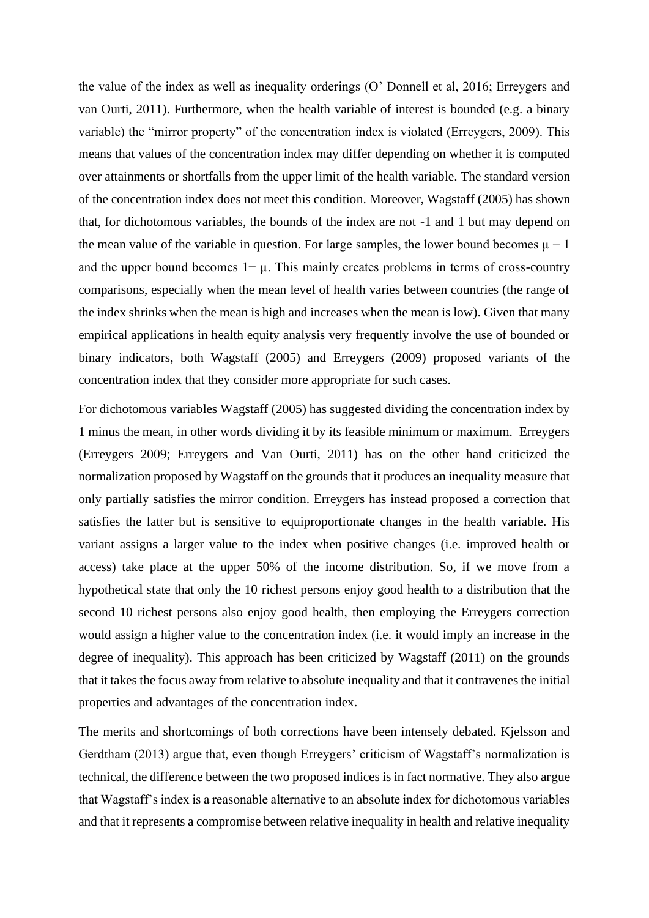the value of the index as well as inequality orderings (O' Donnell et al, 2016; Erreygers and van Ourti, 2011). Furthermore, when the health variable of interest is bounded (e.g. a binary variable) the "mirror property" of the concentration index is violated (Erreygers, 2009). This means that values of the concentration index may differ depending on whether it is computed over attainments or shortfalls from the upper limit of the health variable. The standard version of the concentration index does not meet this condition. Moreover, Wagstaff (2005) has shown that, for dichotomous variables, the bounds of the index are not -1 and 1 but may depend on the mean value of the variable in question. For large samples, the lower bound becomes $\mu - 1$ and the upper bound becomes $1 - \mu$. This mainly creates problems in terms of cross-country comparisons, especially when the mean level of health varies between countries (the range of the index shrinks when the mean is high and increases when the mean is low). Given that many empirical applications in health equity analysis very frequently involve the use of bounded or binary indicators, both Wagstaff (2005) and Erreygers (2009) proposed variants of the concentration index that they consider more appropriate for such cases.

For dichotomous variables Wagstaff (2005) has suggested dividing the concentration index by 1 minus the mean, in other words dividing it by its feasible minimum or maximum. Erreygers (Erreygers 2009; Erreygers and Van Ourti, 2011) has on the other hand criticized the normalization proposed by Wagstaff on the grounds that it produces an inequality measure that only partially satisfies the mirror condition. Erreygers has instead proposed a correction that satisfies the latter but is sensitive to equiproportionate changes in the health variable. His variant assigns a larger value to the index when positive changes (i.e. improved health or access) take place at the upper 50% of the income distribution. So, if we move from a hypothetical state that only the 10 richest persons enjoy good health to a distribution that the second 10 richest persons also enjoy good health, then employing the Erreygers correction would assign a higher value to the concentration index (i.e. it would imply an increase in the degree of inequality). This approach has been criticized by Wagstaff (2011) on the grounds that it takes the focus away from relative to absolute inequality and that it contravenes the initial properties and advantages of the concentration index.

The merits and shortcomings of both corrections have been intensely debated. Kjelsson and Gerdtham (2013) argue that, even though Erreygers' criticism of Wagstaff's normalization is technical, the difference between the two proposed indices is in fact normative. They also argue that Wagstaff's index is a reasonable alternative to an absolute index for dichotomous variables and that it represents a compromise between relative inequality in health and relative inequality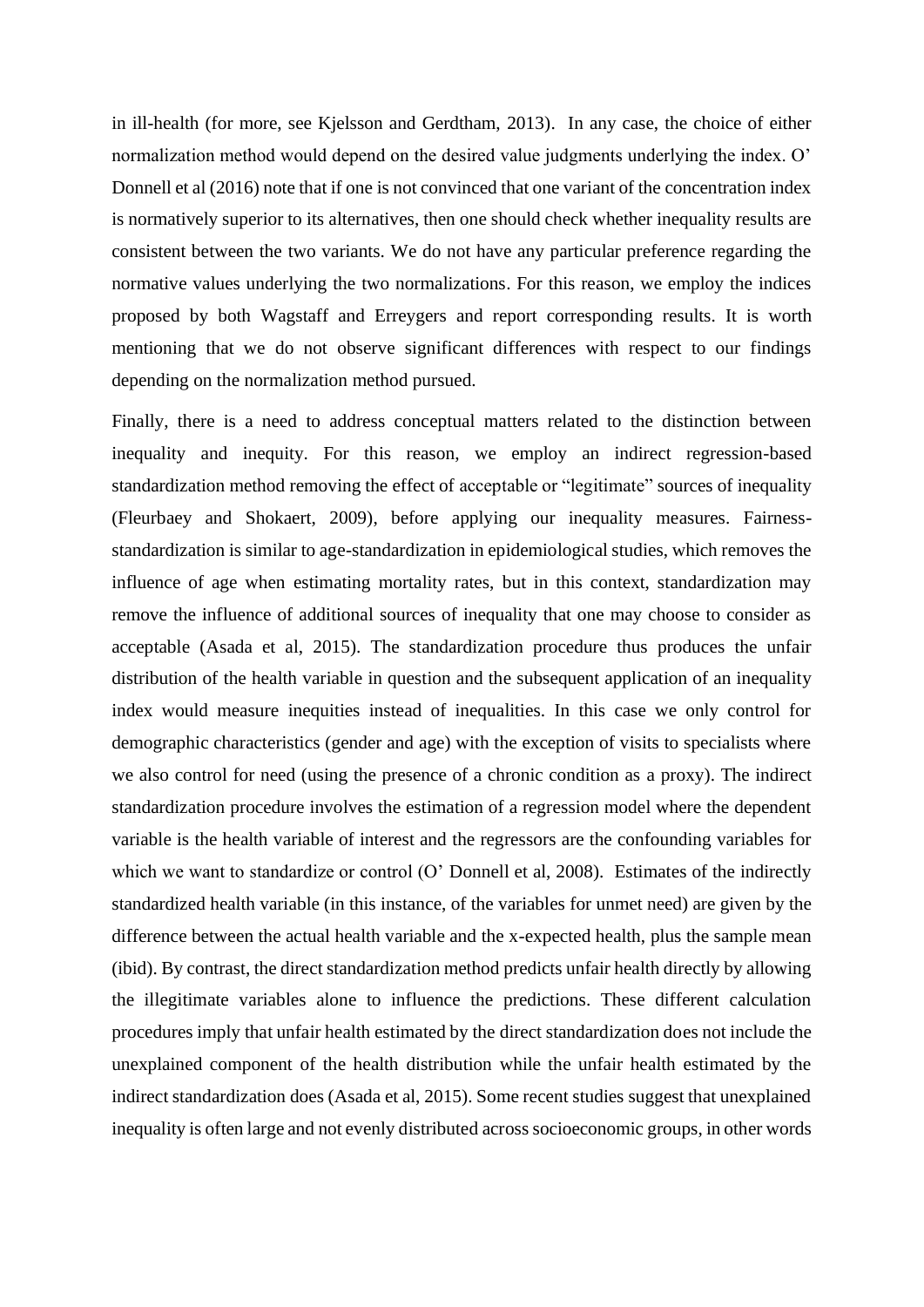in ill-health (for more, see Kjelsson and Gerdtham, 2013). In any case, the choice of either normalization method would depend on the desired value judgments underlying the index. O' Donnell et al (2016) note that if one is not convinced that one variant of the concentration index is normatively superior to its alternatives, then one should check whether inequality results are consistent between the two variants. We do not have any particular preference regarding the normative values underlying the two normalizations. For this reason, we employ the indices proposed by both Wagstaff and Erreygers and report corresponding results. It is worth mentioning that we do not observe significant differences with respect to our findings depending on the normalization method pursued.

Finally, there is a need to address conceptual matters related to the distinction between inequality and inequity. For this reason, we employ an indirect regression-based standardization method removing the effect of acceptable or "legitimate" sources of inequality (Fleurbaey and Shokaert, 2009), before applying our inequality measures. Fairness-standardization is similar to age-standardization in epidemiological studies, which removes the influence of age when estimating mortality rates, but in this context, standardization may remove the influence of additional sources of inequality that one may choose to consider as acceptable (Asada et al, 2015). The standardization procedure thus produces the unfair distribution of the health variable in question and the subsequent application of an inequality index would measure inequities instead of inequalities. In this case we only control for demographic characteristics (gender and age) with the exception of visits to specialists where we also control for need (using the presence of a chronic condition as a proxy). The indirect standardization procedure involves the estimation of a regression model where the dependent variable is the health variable of interest and the regressors are the confounding variables for which we want to standardize or control (O' Donnell et al, 2008). Estimates of the indirectly standardized health variable (in this instance, of the variables for unmet need) are given by the difference between the actual health variable and the x-expected health, plus the sample mean (ibid). By contrast, the direct standardization method predicts unfair health directly by allowing the illegitimate variables alone to influence the predictions. These different calculation procedures imply that unfair health estimated by the direct standardization does not include the unexplained component of the health distribution while the unfair health estimated by the indirect standardization does (Asada et al, 2015). Some recent studies suggest that unexplained inequality is often large and not evenly distributed across socioeconomic groups, in other words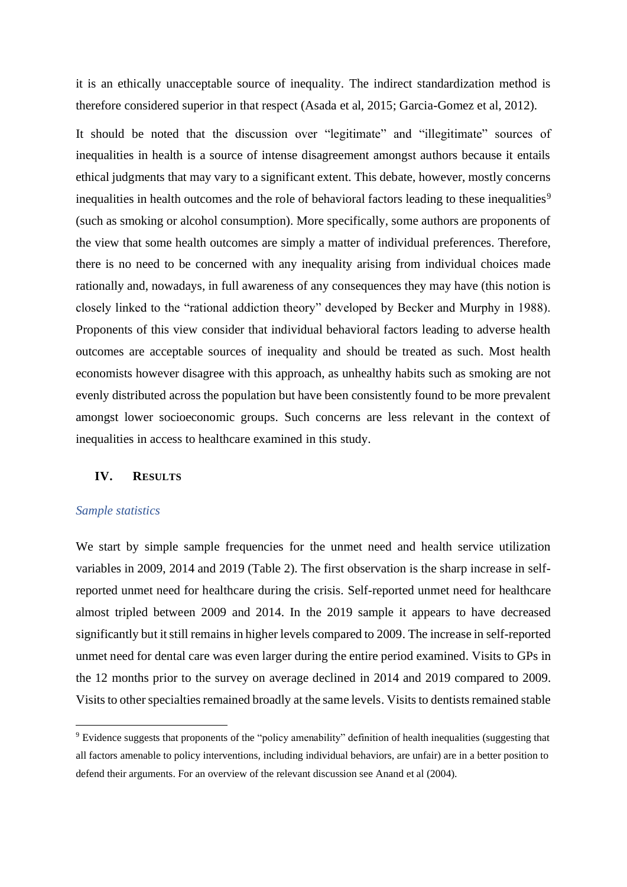it is an ethically unacceptable source of inequality. The indirect standardization method is therefore considered superior in that respect (Asada et al, 2015; Garcia-Gomez et al, 2012).

It should be noted that the discussion over "legitimate" and "illegitimate" sources of inequalities in health is a source of intense disagreement amongst authors because it entails ethical judgments that may vary to a significant extent. This debate, however, mostly concerns inequalities in health outcomes and the role of behavioral factors leading to these inequalities[9] (such as smoking or alcohol consumption). More specifically, some authors are proponents of the view that some health outcomes are simply a matter of individual preferences. Therefore, there is no need to be concerned with any inequality arising from individual choices made rationally and, nowadays, in full awareness of any consequences they may have (this notion is closely linked to the "rational addiction theory" developed by Becker and Murphy in 1988). Proponents of this view consider that individual behavioral factors leading to adverse health outcomes are acceptable sources of inequality and should be treated as such. Most health economists however disagree with this approach, as unhealthy habits such as smoking are not evenly distributed across the population but have been consistently found to be more prevalent amongst lower socioeconomic groups. Such concerns are less relevant in the context of inequalities in access to healthcare examined in this study.

## IV. RESULTS

*Sample statistics*

We start by simple sample frequencies for the unmet need and health service utilization variables in 2009, 2014 and 2019 (Table 2). The first observation is the sharp increase in self-reported unmet need for healthcare during the crisis. Self-reported unmet need for healthcare almost tripled between 2009 and 2014. In the 2019 sample it appears to have decreased significantly but it still remains in higher levels compared to 2009. The increase in self-reported unmet need for dental care was even larger during the entire period examined. Visits to GPs in the 12 months prior to the survey on average declined in 2014 and 2019 compared to 2009. Visits to other specialties remained broadly at the same levels. Visits to dentists remained stable

[9] Evidence suggests that proponents of the "policy amenability" definition of health inequalities (suggesting that all factors amenable to policy interventions, including individual behaviors, are unfair) are in a better position to defend their arguments. For an overview of the relevant discussion see Anand et al (2004).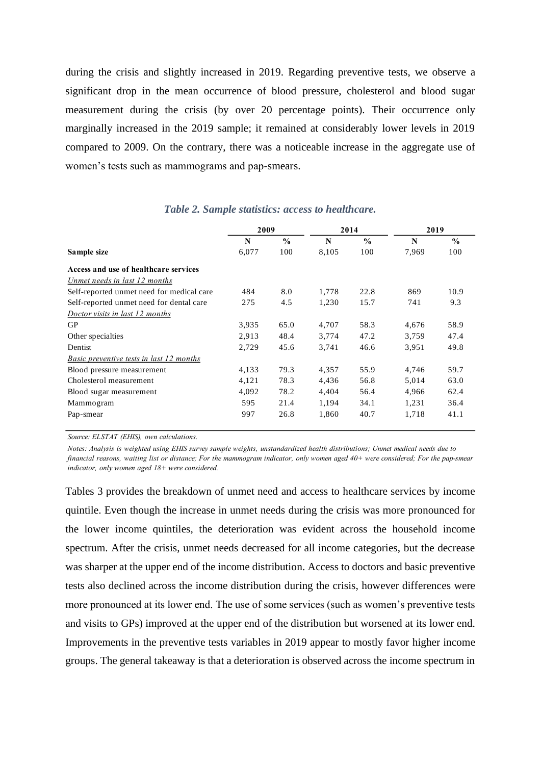during the crisis and slightly increased in 2019. Regarding preventive tests, we observe a significant drop in the mean occurrence of blood pressure, cholesterol and blood sugar measurement during the crisis (by over 20 percentage points). Their occurrence only marginally increased in the 2019 sample; it remained at considerably lower levels in 2019 compared to 2009. On the contrary, there was a noticeable increase in the aggregate use of women's tests such as mammograms and pap-smears.

***Table 2. Sample statistics: access to healthcare.***

| | 2009 | | 2014 | | 2019 | |
|---|---|---|---|---|---|---|
| | N | % | N | % | N | % |
| **Sample size** | 6,077 | 100 | 8,105 | 100 | 7,969 | 100 |
| **Access and use of healthcare services** | | | | | | |
| *Unmet needs in last 12 months* | | | | | | |
| Self-reported unmet need for medical care | 484 | 8.0 | 1,778 | 22.8 | 869 | 10.9 |
| Self-reported unmet need for dental care | 275 | 4.5 | 1,230 | 15.7 | 741 | 9.3 |
| *Doctor visits in last 12 months* | | | | | | |
| GP | 3,935 | 65.0 | 4,707 | 58.3 | 4,676 | 58.9 |
| Other specialties | 2,913 | 48.4 | 3,774 | 47.2 | 3,759 | 47.4 |
| Dentist | 2,729 | 45.6 | 3,741 | 46.6 | 3,951 | 49.8 |
| *Basic preventive tests in last 12 months* | | | | | | |
| Blood pressure measurement | 4,133 | 79.3 | 4,357 | 55.9 | 4,746 | 59.7 |
| Cholesterol measurement | 4,121 | 78.3 | 4,436 | 56.8 | 5,014 | 63.0 |
| Blood sugar measurement | 4,092 | 78.2 | 4,404 | 56.4 | 4,966 | 62.4 |
| Mammogram | 595 | 21.4 | 1,194 | 34.1 | 1,231 | 36.4 |
| Pap-smear | 997 | 26.8 | 1,860 | 40.7 | 1,718 | 41.1 |

*Source: ELSTAT (EHIS), own calculations.*

*Notes: Analysis is weighted using EHIS survey sample weights, unstandardized health distributions; Unmet medical needs due to financial reasons, waiting list or distance; For the mammogram indicator, only women aged 40+ were considered; For the pap-smear indicator, only women aged 18+ were considered.*

Tables 3 provides the breakdown of unmet need and access to healthcare services by income quintile. Even though the increase in unmet needs during the crisis was more pronounced for the lower income quintiles, the deterioration was evident across the household income spectrum. After the crisis, unmet needs decreased for all income categories, but the decrease was sharper at the upper end of the income distribution. Access to doctors and basic preventive tests also declined across the income distribution during the crisis, however differences were more pronounced at its lower end. The use of some services (such as women's preventive tests and visits to GPs) improved at the upper end of the distribution but worsened at its lower end. Improvements in the preventive tests variables in 2019 appear to mostly favor higher income groups. The general takeaway is that a deterioration is observed across the income spectrum in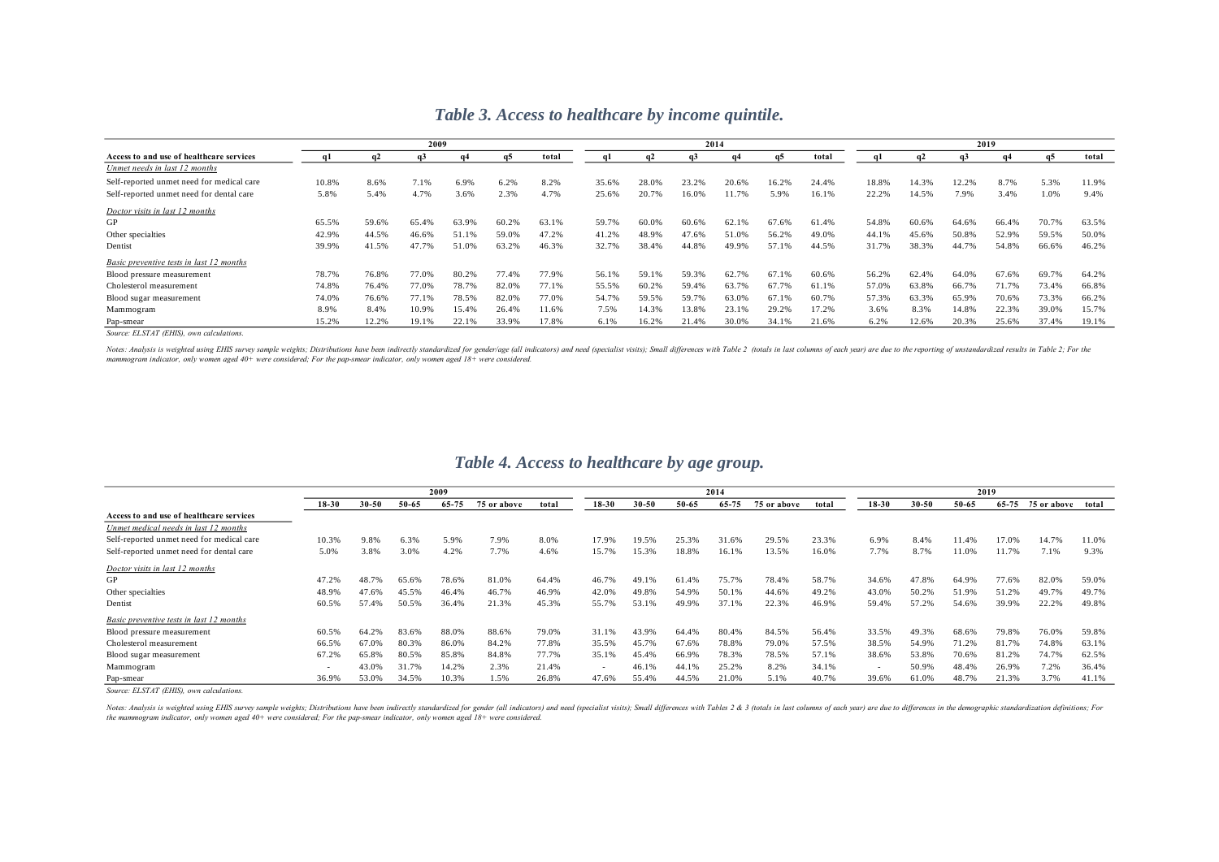## *Table 3. Access to healthcare by income quintile.*

| Access to and use of healthcare services | 2009 q1 | q2 | q3 | q4 | q5 | total | 2014 q1 | q2 | q3 | q4 | q5 | total | 2019 q1 | q2 | q3 | q4 | q5 | total |
|---|---|---|---|---|---|---|---|---|---|---|---|---|---|---|---|---|---|---|
| *Unmet needs in last 12 months* | | | | | | | | | | | | | | | | | | |
| Self-reported unmet need for medical care | 10.8% | 8.6% | 7.1% | 6.9% | 6.2% | 8.2% | 35.6% | 28.0% | 23.2% | 20.6% | 16.2% | 24.4% | 18.8% | 14.3% | 12.2% | 8.7% | 5.3% | 11.9% |
| Self-reported unmet need for dental care | 5.8% | 5.4% | 4.7% | 3.6% | 2.3% | 4.7% | 25.6% | 20.7% | 16.0% | 11.7% | 5.9% | 16.1% | 22.2% | 14.5% | 7.9% | 3.4% | 1.0% | 9.4% |
| *Doctor visits in last 12 months* | | | | | | | | | | | | | | | | | | |
| GP | 65.5% | 59.6% | 65.4% | 63.9% | 60.2% | 63.1% | 59.7% | 60.0% | 60.6% | 62.1% | 67.6% | 61.4% | 54.8% | 60.6% | 64.6% | 66.4% | 70.7% | 63.5% |
| Other specialties | 42.9% | 44.5% | 46.6% | 51.1% | 59.0% | 47.2% | 41.2% | 48.9% | 47.6% | 51.0% | 56.2% | 49.0% | 44.1% | 45.6% | 50.8% | 52.9% | 59.5% | 50.0% |
| Dentist | 39.9% | 41.5% | 47.7% | 51.0% | 63.2% | 46.3% | 32.7% | 38.4% | 44.8% | 49.9% | 57.1% | 44.5% | 31.7% | 38.3% | 44.7% | 54.8% | 66.6% | 46.2% |
| *Basic preventive tests in last 12 months* | | | | | | | | | | | | | | | | | | |
| Blood pressure measurement | 78.7% | 76.8% | 77.0% | 80.2% | 77.4% | 77.9% | 56.1% | 59.1% | 59.3% | 62.7% | 67.1% | 60.6% | 56.2% | 62.4% | 64.0% | 67.6% | 69.7% | 64.2% |
| Cholesterol measurement | 74.8% | 76.4% | 77.0% | 78.7% | 82.0% | 77.1% | 55.5% | 60.2% | 59.4% | 63.7% | 67.7% | 61.1% | 57.0% | 63.8% | 66.7% | 71.7% | 73.4% | 66.8% |
| Blood sugar measurement | 74.0% | 76.6% | 77.1% | 78.5% | 82.0% | 77.0% | 54.7% | 59.5% | 59.7% | 63.0% | 67.1% | 60.7% | 57.3% | 63.3% | 65.9% | 70.6% | 73.3% | 66.2% |
| Mammogram | 8.9% | 8.4% | 10.9% | 15.4% | 26.4% | 11.6% | 7.5% | 14.3% | 13.8% | 23.1% | 29.2% | 17.2% | 3.6% | 8.3% | 14.8% | 22.3% | 39.0% | 15.7% |
| Pap-smear | 15.2% | 12.2% | 19.1% | 22.1% | 33.9% | 17.8% | 6.1% | 16.2% | 21.4% | 30.0% | 34.1% | 21.6% | 6.2% | 12.6% | 20.3% | 25.6% | 37.4% | 19.1% |

*Source: ELSTAT (EHIS), own calculations.*

*Notes: Analysis is weighted using EHIS survey sample weights; Distributions have been indirectly standardized for gender/age (all indicators) and need (specialist visits); Small differences with Table 2 (totals in last columns of each year) are due to the reporting of unstandardized results in Table 2; For the mammogram indicator, only women aged 40+ were considered; For the pap-smear indicator, only women aged 18+ were considered.*

## *Table 4. Access to healthcare by age group.*

| Access to and use of healthcare services | 2009 18-30 | 30-50 | 50-65 | 65-75 | 75 or above | total | 2014 18-30 | 30-50 | 50-65 | 65-75 | 75 or above | total | 2019 18-30 | 30-50 | 50-65 | 65-75 | 75 or above | total |
|---|---|---|---|---|---|---|---|---|---|---|---|---|---|---|---|---|---|---|
| *Unmet medical needs in last 12 months* | | | | | | | | | | | | | | | | | | |
| Self-reported unmet need for medical care | 10.3% | 9.8% | 6.3% | 5.9% | 7.9% | 8.0% | 17.9% | 19.5% | 25.3% | 31.6% | 29.5% | 23.3% | 6.9% | 8.4% | 11.4% | 17.0% | 14.7% | 11.0% |
| Self-reported unmet need for dental care | 5.0% | 3.8% | 3.0% | 4.2% | 7.7% | 4.6% | 15.7% | 15.3% | 18.8% | 16.1% | 13.5% | 16.0% | 7.7% | 8.7% | 11.0% | 11.7% | 7.1% | 9.3% |
| *Doctor visits in last 12 months* | | | | | | | | | | | | | | | | | | |
| GP | 47.2% | 48.7% | 65.6% | 78.6% | 81.0% | 64.4% | 46.7% | 49.1% | 61.4% | 75.7% | 78.4% | 58.7% | 34.6% | 47.8% | 64.9% | 77.6% | 82.0% | 59.0% |
| Other specialties | 48.9% | 47.6% | 45.5% | 46.4% | 46.7% | 46.9% | 42.0% | 49.8% | 54.9% | 50.1% | 44.6% | 49.2% | 43.0% | 50.2% | 51.9% | 51.2% | 49.7% | 49.7% |
| Dentist | 60.5% | 57.4% | 50.5% | 36.4% | 21.3% | 45.3% | 55.7% | 53.1% | 49.9% | 37.1% | 22.3% | 46.9% | 59.4% | 57.2% | 54.6% | 39.9% | 22.2% | 49.8% |
| *Basic preventive tests in last 12 months* | | | | | | | | | | | | | | | | | | |
| Blood pressure measurement | 60.5% | 64.2% | 83.6% | 88.0% | 88.6% | 79.0% | 31.1% | 43.9% | 64.4% | 80.4% | 84.5% | 56.4% | 33.5% | 49.3% | 68.6% | 79.8% | 76.0% | 59.8% |
| Cholesterol measurement | 66.5% | 67.0% | 80.3% | 86.0% | 84.2% | 77.8% | 35.5% | 45.7% | 67.6% | 78.8% | 79.0% | 57.5% | 38.5% | 54.9% | 71.2% | 81.7% | 74.8% | 63.1% |
| Blood sugar measurement | 67.2% | 65.8% | 80.5% | 85.8% | 84.8% | 77.7% | 35.1% | 45.4% | 66.9% | 78.3% | 78.5% | 57.1% | 38.6% | 53.8% | 70.6% | 81.2% | 74.7% | 62.5% |
| Mammogram | - | 43.0% | 31.7% | 14.2% | 2.3% | 21.4% | - | 46.1% | 44.1% | 25.2% | 8.2% | 34.1% | - | 50.9% | 48.4% | 26.9% | 7.2% | 36.4% |
| Pap-smear | 36.9% | 53.0% | 34.5% | 10.3% | 1.5% | 26.8% | 47.6% | 55.4% | 44.5% | 21.0% | 5.1% | 40.7% | 39.6% | 61.0% | 48.7% | 21.3% | 3.7% | 41.1% |

*Source: ELSTAT (EHIS), own calculations.*

*Notes: Analysis is weighted using EHIS survey sample weights; Distributions have been indirectly standardized for gender (all indicators) and need (specialist visits); Small differences with Tables 2 & 3 (totals in last columns of each year) are due to differences in the demographic standardization definitions; For the mammogram indicator, only women aged 40+ were considered; For the pap-smear indicator, only women aged 18+ were considered.*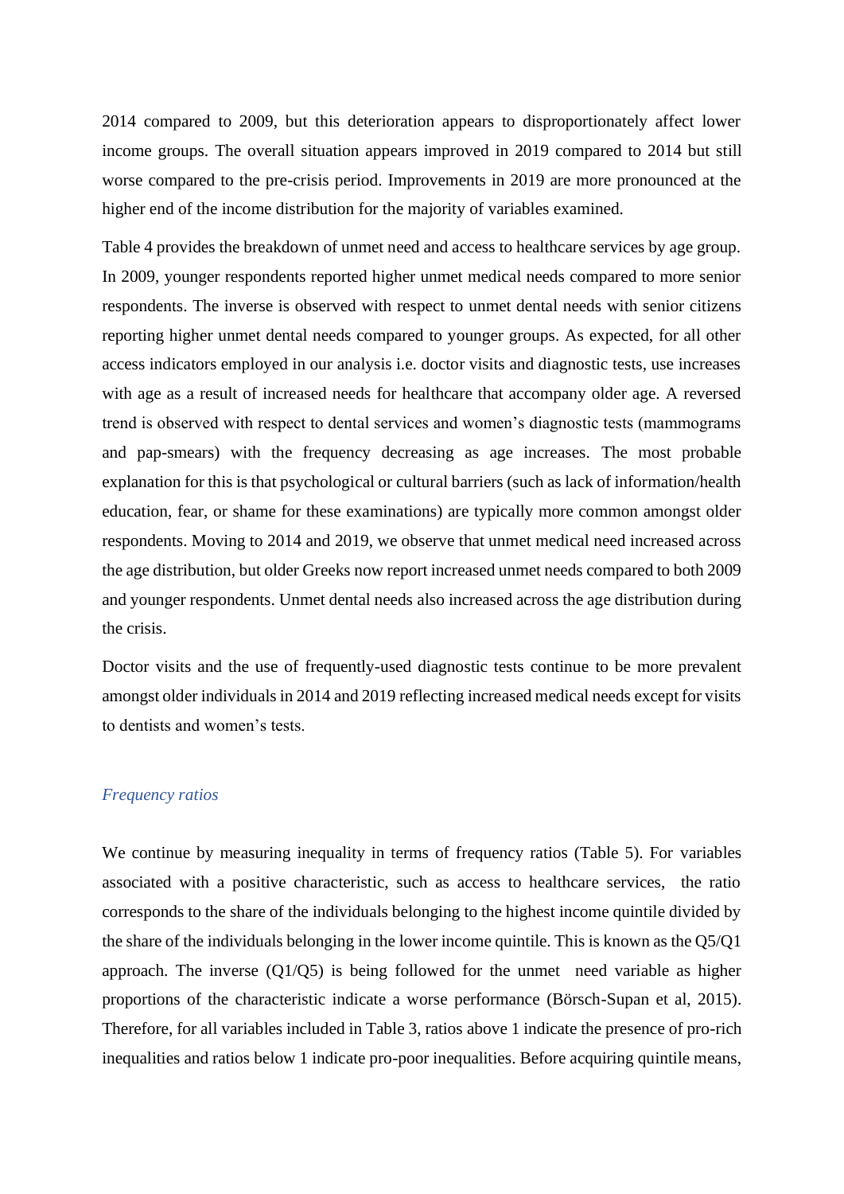2014 compared to 2009, but this deterioration appears to disproportionately affect lower income groups. The overall situation appears improved in 2019 compared to 2014 but still worse compared to the pre-crisis period. Improvements in 2019 are more pronounced at the higher end of the income distribution for the majority of variables examined.

Table 4 provides the breakdown of unmet need and access to healthcare services by age group. In 2009, younger respondents reported higher unmet medical needs compared to more senior respondents. The inverse is observed with respect to unmet dental needs with senior citizens reporting higher unmet dental needs compared to younger groups. As expected, for all other access indicators employed in our analysis i.e. doctor visits and diagnostic tests, use increases with age as a result of increased needs for healthcare that accompany older age. A reversed trend is observed with respect to dental services and women's diagnostic tests (mammograms and pap-smears) with the frequency decreasing as age increases. The most probable explanation for this is that psychological or cultural barriers (such as lack of information/health education, fear, or shame for these examinations) are typically more common amongst older respondents. Moving to 2014 and 2019, we observe that unmet medical need increased across the age distribution, but older Greeks now report increased unmet needs compared to both 2009 and younger respondents. Unmet dental needs also increased across the age distribution during the crisis.

Doctor visits and the use of frequently-used diagnostic tests continue to be more prevalent amongst older individuals in 2014 and 2019 reflecting increased medical needs except for visits to dentists and women's tests.

### *Frequency ratios*

We continue by measuring inequality in terms of frequency ratios (Table 5). For variables associated with a positive characteristic, such as access to healthcare services, the ratio corresponds to the share of the individuals belonging to the highest income quintile divided by the share of the individuals belonging in the lower income quintile. This is known as the Q5/Q1 approach. The inverse (Q1/Q5) is being followed for the unmet need variable as higher proportions of the characteristic indicate a worse performance (Börsch-Supan et al, 2015). Therefore, for all variables included in Table 3, ratios above 1 indicate the presence of pro-rich inequalities and ratios below 1 indicate pro-poor inequalities. Before acquiring quintile means,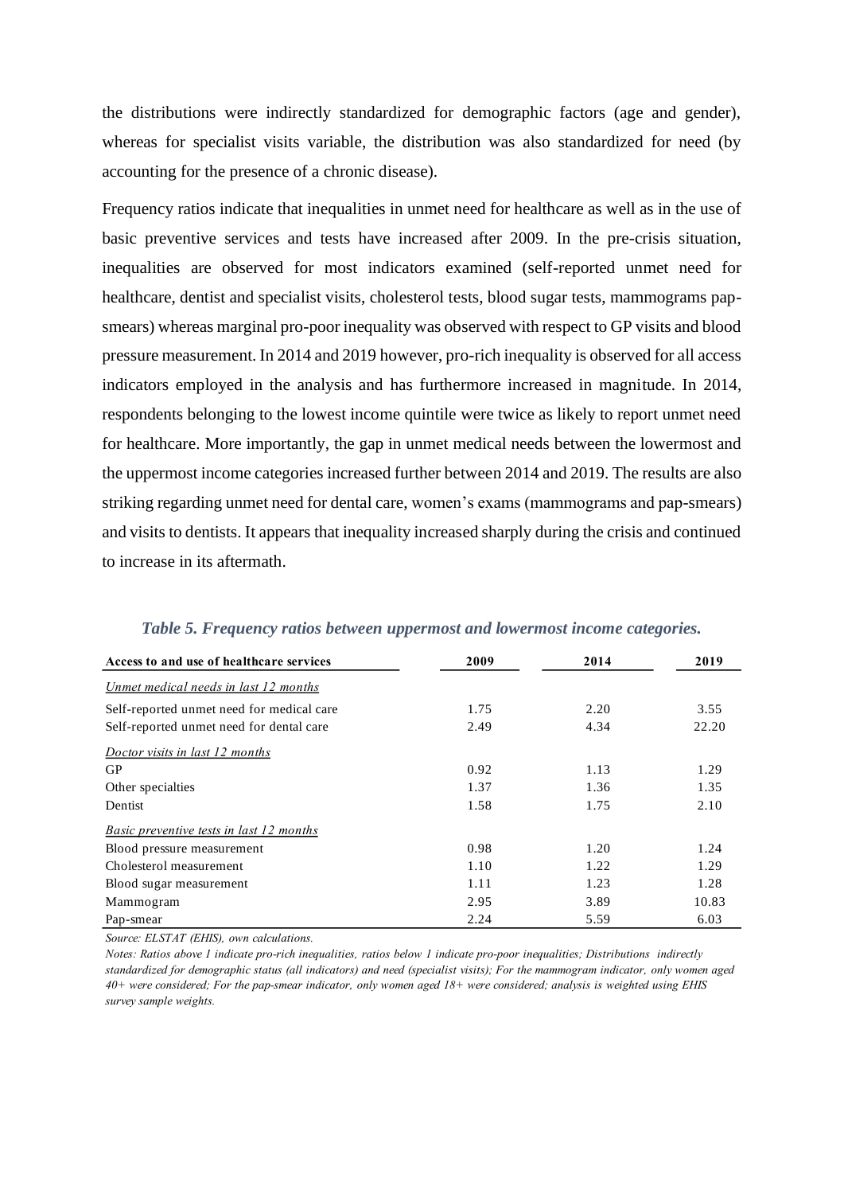the distributions were indirectly standardized for demographic factors (age and gender), whereas for specialist visits variable, the distribution was also standardized for need (by accounting for the presence of a chronic disease).

Frequency ratios indicate that inequalities in unmet need for healthcare as well as in the use of basic preventive services and tests have increased after 2009. In the pre-crisis situation, inequalities are observed for most indicators examined (self-reported unmet need for healthcare, dentist and specialist visits, cholesterol tests, blood sugar tests, mammograms pap-smears) whereas marginal pro-poor inequality was observed with respect to GP visits and blood pressure measurement. In 2014 and 2019 however, pro-rich inequality is observed for all access indicators employed in the analysis and has furthermore increased in magnitude. In 2014, respondents belonging to the lowest income quintile were twice as likely to report unmet need for healthcare. More importantly, the gap in unmet medical needs between the lowermost and the uppermost income categories increased further between 2014 and 2019. The results are also striking regarding unmet need for dental care, women's exams (mammograms and pap-smears) and visits to dentists. It appears that inequality increased sharply during the crisis and continued to increase in its aftermath.

***Table 5. Frequency ratios between uppermost and lowermost income categories.***

| **Access to and use of healthcare services** | **2009** | **2014** | **2019** |
|---|---|---|---|
| *Unmet medical needs in last 12 months* | | | |
| Self-reported unmet need for medical care | 1.75 | 2.20 | 3.55 |
| Self-reported unmet need for dental care | 2.49 | 4.34 | 22.20 |
| *Doctor visits in last 12 months* | | | |
| GP | 0.92 | 1.13 | 1.29 |
| Other specialties | 1.37 | 1.36 | 1.35 |
| Dentist | 1.58 | 1.75 | 2.10 |
| *Basic preventive tests in last 12 months* | | | |
| Blood pressure measurement | 0.98 | 1.20 | 1.24 |
| Cholesterol measurement | 1.10 | 1.22 | 1.29 |
| Blood sugar measurement | 1.11 | 1.23 | 1.28 |
| Mammogram | 2.95 | 3.89 | 10.83 |
| Pap-smear | 2.24 | 5.59 | 6.03 |

*Source: ELSTAT (EHIS), own calculations.*

*Notes: Ratios above 1 indicate pro-rich inequalities, ratios below 1 indicate pro-poor inequalities; Distributions indirectly standardized for demographic status (all indicators) and need (specialist visits); For the mammogram indicator, only women aged 40+ were considered; For the pap-smear indicator, only women aged 18+ were considered; analysis is weighted using EHIS survey sample weights.*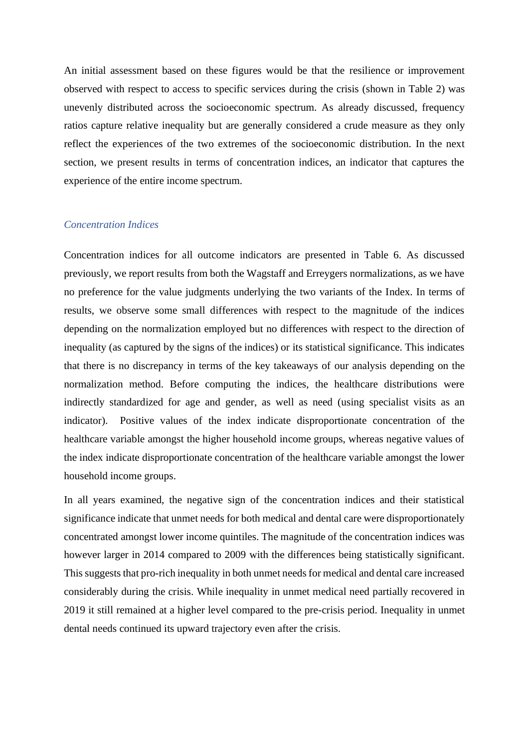An initial assessment based on these figures would be that the resilience or improvement observed with respect to access to specific services during the crisis (shown in Table 2) was unevenly distributed across the socioeconomic spectrum. As already discussed, frequency ratios capture relative inequality but are generally considered a crude measure as they only reflect the experiences of the two extremes of the socioeconomic distribution. In the next section, we present results in terms of concentration indices, an indicator that captures the experience of the entire income spectrum.

### *Concentration Indices*

Concentration indices for all outcome indicators are presented in Table 6. As discussed previously, we report results from both the Wagstaff and Erreygers normalizations, as we have no preference for the value judgments underlying the two variants of the Index. In terms of results, we observe some small differences with respect to the magnitude of the indices depending on the normalization employed but no differences with respect to the direction of inequality (as captured by the signs of the indices) or its statistical significance. This indicates that there is no discrepancy in terms of the key takeaways of our analysis depending on the normalization method. Before computing the indices, the healthcare distributions were indirectly standardized for age and gender, as well as need (using specialist visits as an indicator). Positive values of the index indicate disproportionate concentration of the healthcare variable amongst the higher household income groups, whereas negative values of the index indicate disproportionate concentration of the healthcare variable amongst the lower household income groups.

In all years examined, the negative sign of the concentration indices and their statistical significance indicate that unmet needs for both medical and dental care were disproportionately concentrated amongst lower income quintiles. The magnitude of the concentration indices was however larger in 2014 compared to 2009 with the differences being statistically significant. This suggests that pro-rich inequality in both unmet needs for medical and dental care increased considerably during the crisis. While inequality in unmet medical need partially recovered in 2019 it still remained at a higher level compared to the pre-crisis period. Inequality in unmet dental needs continued its upward trajectory even after the crisis.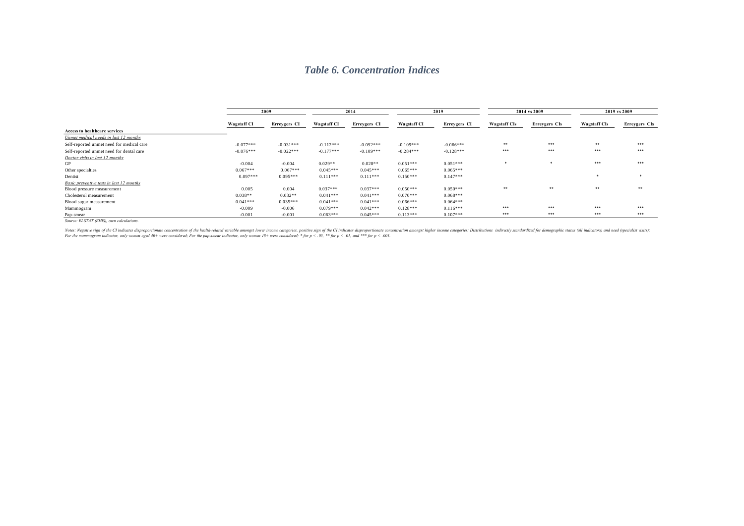## *Table 6. Concentration Indices*

| | 2009 | | 2014 | | 2019 | | 2014 vs 2009 | | 2019 vs 2009 | |
|---|---|---|---|---|---|---|---|---|---|---|
| | Wagstaff CI | Erreygers CI | Wagstaff CI | Erreygers CI | Wagstaff CI | Erreygers CI | Wagstaff CIs | Erreygers CIs | Wagstaff CIs | Erreygers CIs |
| **Access to healthcare services** | | | | | | | | | | |
| *Unmet medical needs in last 12 months* | | | | | | | | | | |
| Self-reported unmet need for medical care | -0.077*** | -0.031*** | -0.112*** | -0.092*** | -0.109*** | -0.066*** | ** | *** | ** | *** |
| Self-reported unmet need for dental care | -0.076*** | -0.022*** | -0.177*** | -0.109*** | -0.284*** | -0.128*** | *** | *** | *** | *** |
| *Doctor visits in last 12 months* | | | | | | | | | | |
| GP | -0.004 | -0.004 | 0.029** | 0.028** | 0.051*** | 0.051*** | * | * | *** | *** |
| Other specialties | 0.067*** | 0.067*** | 0.045*** | 0.045*** | 0.065*** | 0.065*** | | | | |
| Dentist | 0.097*** | 0.095*** | 0.111*** | 0.111*** | 0.150*** | 0.147*** | | | * | * |
| *Basic preventive tests in last 12 months* | | | | | | | | | | |
| Blood pressure measurement | 0.005 | 0.004 | 0.037*** | 0.037*** | 0.050*** | 0.050*** | ** | ** | ** | ** |
| Cholesterol measurement | 0.038** | 0.032** | 0.041*** | 0.041*** | 0.070*** | 0.068*** | | | | |
| Blood sugar measurement | 0.041*** | 0.035*** | 0.041*** | 0.041*** | 0.066*** | 0.064*** | | | | |
| Mammogram | -0.009 | -0.006 | 0.079*** | 0.042*** | 0.128*** | 0.116*** | *** | *** | *** | *** |
| Pap-smear | -0.001 | -0.001 | 0.063*** | 0.045*** | 0.113*** | 0.107*** | *** | *** | *** | *** |

*Source: ELSTAT (EHIS), own calculations.*

*Notes: Negative sign of the CI indicates disproportionate concentration of the health-related variable amongst lower income categories, positive sign of the CI indicates disproportionate concentration amongst higher income categories; Distributions indirectly standardized for demographic status (all indicators) and need (specialist visits); For the mammogram indicator, only women aged 40+ were considered; For the pap-smear indicator, only women 18+ were considered; * for $p < .05$, ** for $p < .01$, and *** for $p < .001$.*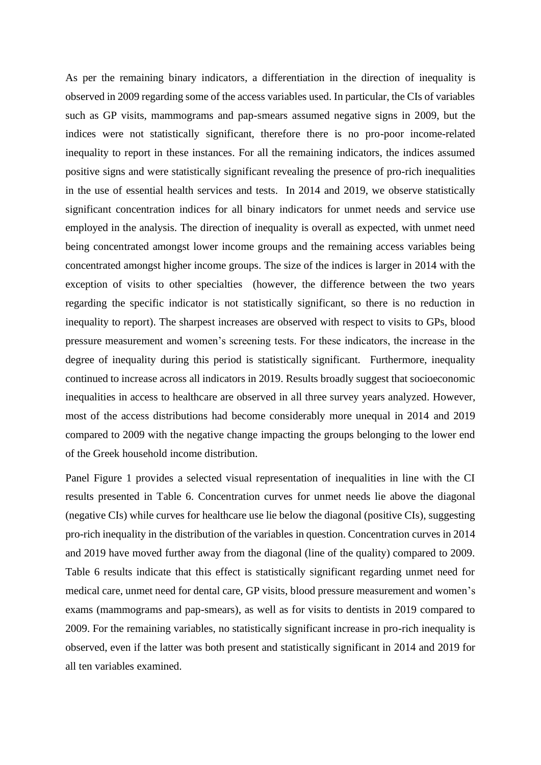As per the remaining binary indicators, a differentiation in the direction of inequality is observed in 2009 regarding some of the access variables used. In particular, the CIs of variables such as GP visits, mammograms and pap-smears assumed negative signs in 2009, but the indices were not statistically significant, therefore there is no pro-poor income-related inequality to report in these instances. For all the remaining indicators, the indices assumed positive signs and were statistically significant revealing the presence of pro-rich inequalities in the use of essential health services and tests. In 2014 and 2019, we observe statistically significant concentration indices for all binary indicators for unmet needs and service use employed in the analysis. The direction of inequality is overall as expected, with unmet need being concentrated amongst lower income groups and the remaining access variables being concentrated amongst higher income groups. The size of the indices is larger in 2014 with the exception of visits to other specialties (however, the difference between the two years regarding the specific indicator is not statistically significant, so there is no reduction in inequality to report). The sharpest increases are observed with respect to visits to GPs, blood pressure measurement and women's screening tests. For these indicators, the increase in the degree of inequality during this period is statistically significant. Furthermore, inequality continued to increase across all indicators in 2019. Results broadly suggest that socioeconomic inequalities in access to healthcare are observed in all three survey years analyzed. However, most of the access distributions had become considerably more unequal in 2014 and 2019 compared to 2009 with the negative change impacting the groups belonging to the lower end of the Greek household income distribution.

Panel Figure 1 provides a selected visual representation of inequalities in line with the CI results presented in Table 6. Concentration curves for unmet needs lie above the diagonal (negative CIs) while curves for healthcare use lie below the diagonal (positive CIs), suggesting pro-rich inequality in the distribution of the variables in question. Concentration curves in 2014 and 2019 have moved further away from the diagonal (line of the quality) compared to 2009. Table 6 results indicate that this effect is statistically significant regarding unmet need for medical care, unmet need for dental care, GP visits, blood pressure measurement and women's exams (mammograms and pap-smears), as well as for visits to dentists in 2019 compared to 2009. For the remaining variables, no statistically significant increase in pro-rich inequality is observed, even if the latter was both present and statistically significant in 2014 and 2019 for all ten variables examined.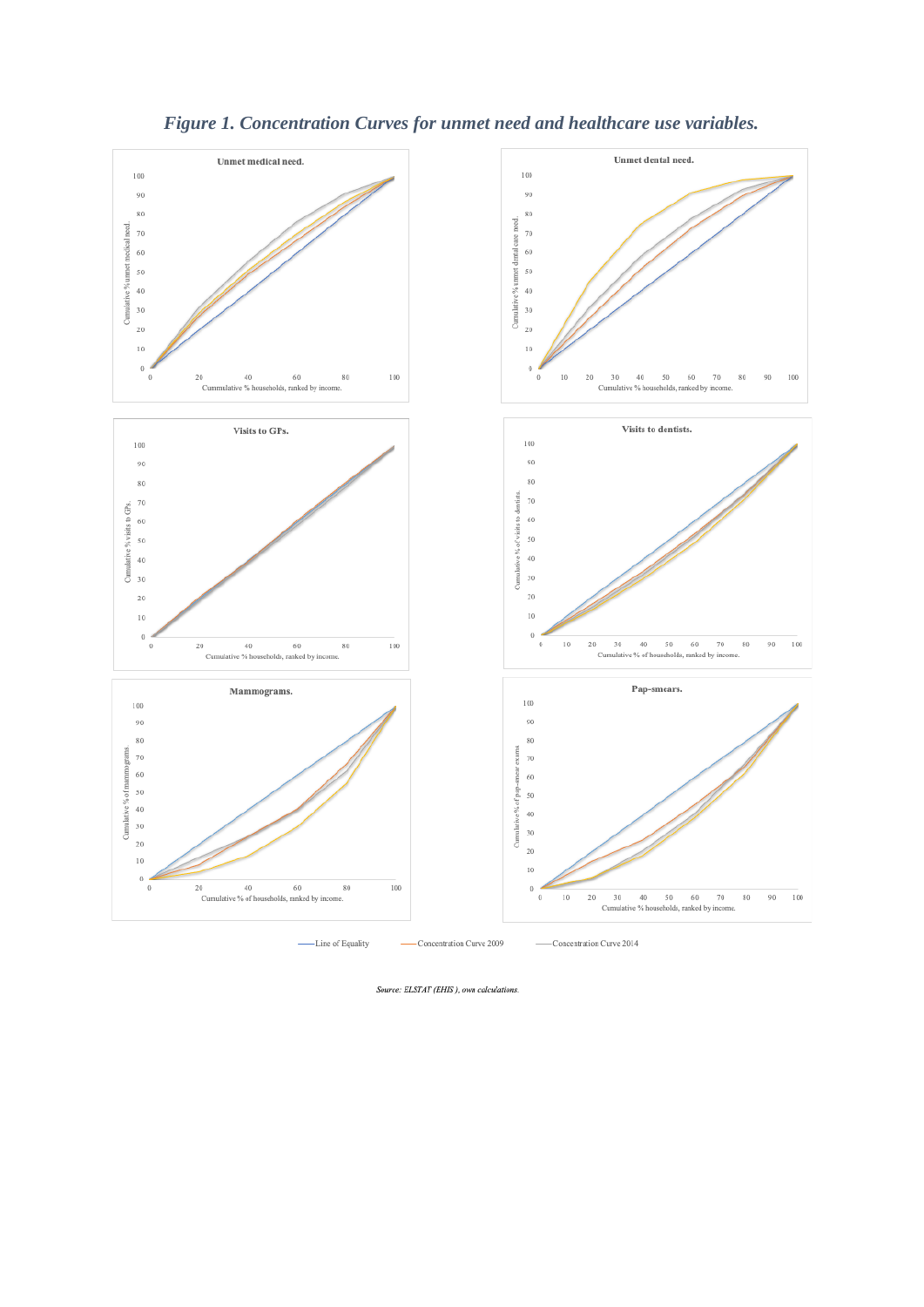*Figure 1. Concentration Curves for unmet need and healthcare use variables.*

*Source: ELSTAT (EHIS), own calculations.*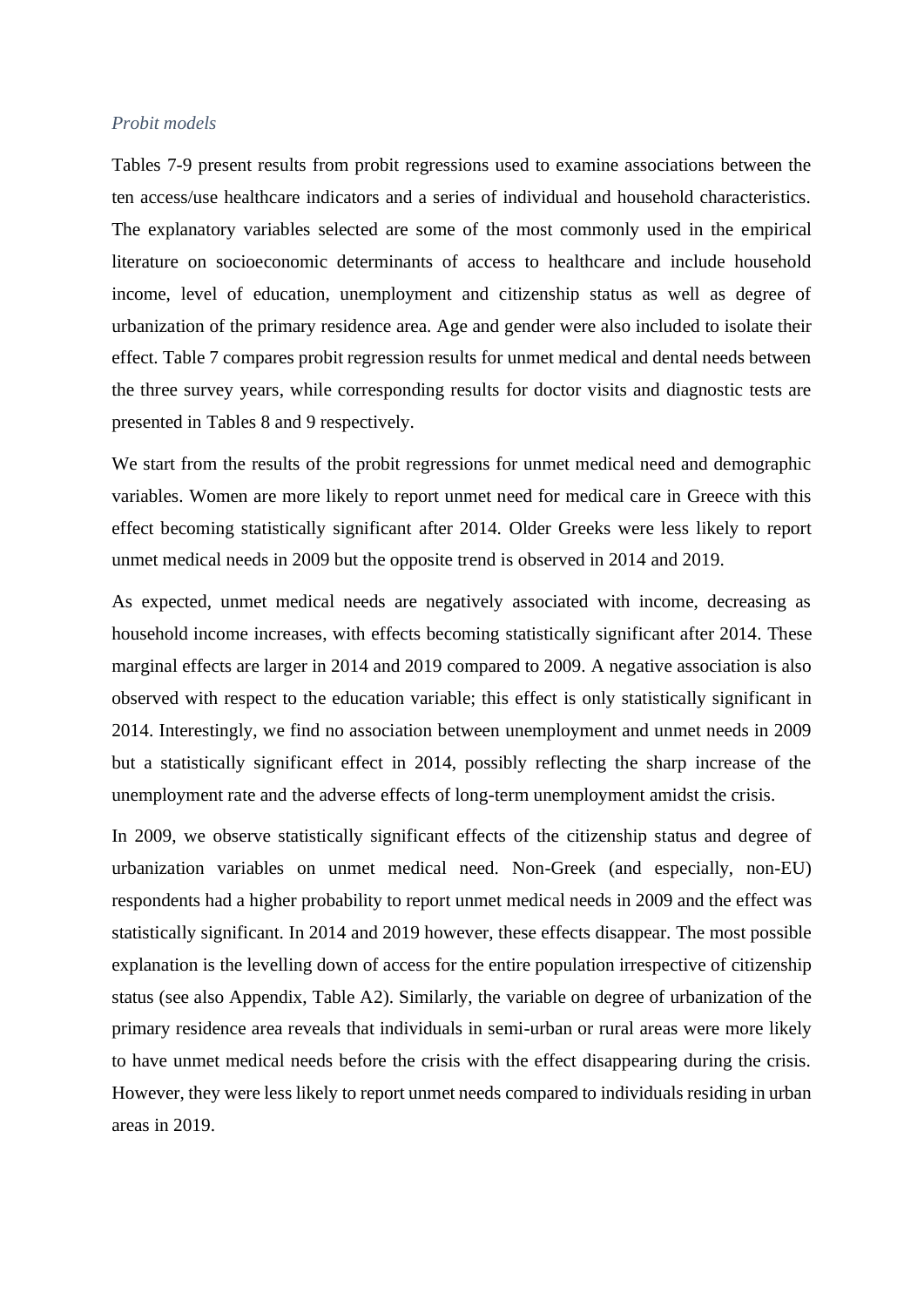*Probit models*

Tables 7-9 present results from probit regressions used to examine associations between the ten access/use healthcare indicators and a series of individual and household characteristics. The explanatory variables selected are some of the most commonly used in the empirical literature on socioeconomic determinants of access to healthcare and include household income, level of education, unemployment and citizenship status as well as degree of urbanization of the primary residence area. Age and gender were also included to isolate their effect. Table 7 compares probit regression results for unmet medical and dental needs between the three survey years, while corresponding results for doctor visits and diagnostic tests are presented in Tables 8 and 9 respectively.

We start from the results of the probit regressions for unmet medical need and demographic variables. Women are more likely to report unmet need for medical care in Greece with this effect becoming statistically significant after 2014. Older Greeks were less likely to report unmet medical needs in 2009 but the opposite trend is observed in 2014 and 2019.

As expected, unmet medical needs are negatively associated with income, decreasing as household income increases, with effects becoming statistically significant after 2014. These marginal effects are larger in 2014 and 2019 compared to 2009. A negative association is also observed with respect to the education variable; this effect is only statistically significant in 2014. Interestingly, we find no association between unemployment and unmet needs in 2009 but a statistically significant effect in 2014, possibly reflecting the sharp increase of the unemployment rate and the adverse effects of long-term unemployment amidst the crisis.

In 2009, we observe statistically significant effects of the citizenship status and degree of urbanization variables on unmet medical need. Non-Greek (and especially, non-EU) respondents had a higher probability to report unmet medical needs in 2009 and the effect was statistically significant. In 2014 and 2019 however, these effects disappear. The most possible explanation is the levelling down of access for the entire population irrespective of citizenship status (see also Appendix, Table A2). Similarly, the variable on degree of urbanization of the primary residence area reveals that individuals in semi-urban or rural areas were more likely to have unmet medical needs before the crisis with the effect disappearing during the crisis. However, they were less likely to report unmet needs compared to individuals residing in urban areas in 2019.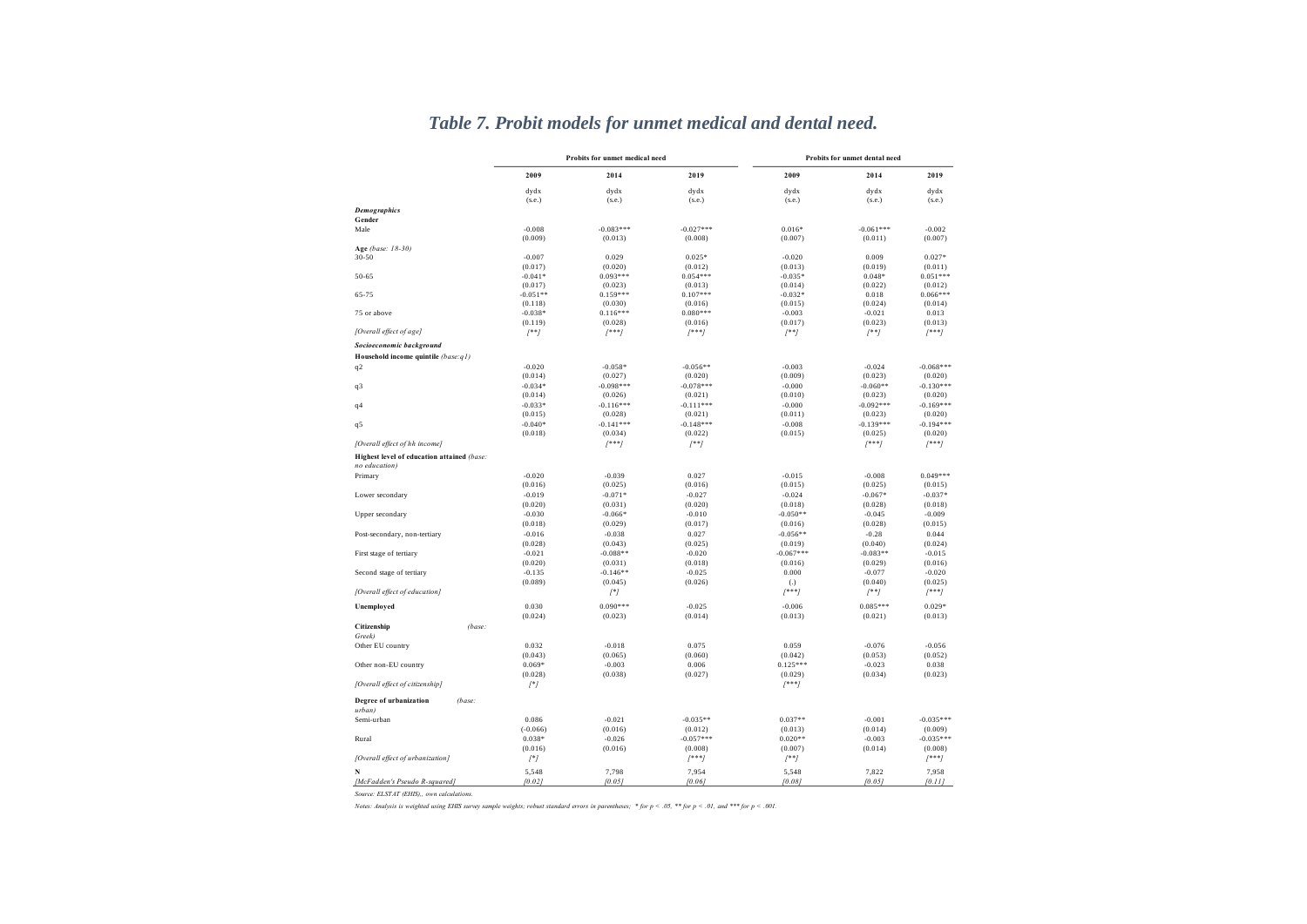# *Table 7. Probit models for unmet medical and dental need.*

| | Probits for unmet medical need | | | Probits for unmet dental need | | |
|---|---|---|---|---|---|---|
| | **2009** | **2014** | **2019** | **2009** | **2014** | **2019** |
| | dydx (s.e.) | dydx (s.e.) | dydx (s.e.) | dydx (s.e.) | dydx (s.e.) | dydx (s.e.) |
| ***Demographics*** | | | | | | |
| **Gender** | | | | | | |
| Male | -0.008 | -0.083*** | -0.027*** | 0.016* | -0.061*** | -0.002 |
| | (0.009) | (0.013) | (0.008) | (0.007) | (0.011) | (0.007) |
| **Age** *(base: 18-30)* | | | | | | |
| 30-50 | -0.007 | 0.029 | 0.025* | -0.020 | 0.009 | 0.027* |
| | (0.017) | (0.020) | (0.012) | (0.013) | (0.019) | (0.011) |
| 50-65 | -0.041* | 0.093*** | 0.054*** | -0.035* | 0.048* | 0.051*** |
| | (0.017) | (0.023) | (0.013) | (0.014) | (0.022) | (0.012) |
| 65-75 | -0.051** | 0.159*** | 0.107*** | -0.032* | 0.018 | 0.066*** |
| | (0.118) | (0.030) | (0.016) | (0.015) | (0.024) | (0.014) |
| 75 or above | -0.038* | 0.116*** | 0.080*** | -0.003 | -0.021 | 0.013 |
| | (0.119) | (0.028) | (0.016) | (0.017) | (0.023) | (0.013) |
| *[Overall effect of age]* | *[**]* | *[***]* | *[***]* | *[**]* | *[**]* | *[***]* |
| ***Socioeconomic background*** | | | | | | |
| **Household income quintile** *(base:q1)* | | | | | | |
| q2 | -0.020 | -0.058* | -0.056** | -0.003 | -0.024 | -0.068*** |
| | (0.014) | (0.027) | (0.020) | (0.009) | (0.023) | (0.020) |
| q3 | -0.034* | -0.098*** | -0.078*** | -0.000 | -0.060** | -0.130*** |
| | (0.014) | (0.026) | (0.021) | (0.010) | (0.023) | (0.020) |
| q4 | -0.033* | -0.116*** | -0.111*** | -0.000 | -0.092*** | -0.169*** |
| | (0.015) | (0.028) | (0.021) | (0.011) | (0.023) | (0.020) |
| q5 | -0.040* | -0.141*** | -0.148*** | -0.008 | -0.139*** | -0.194*** |
| | (0.018) | (0.034) | (0.022) | (0.015) | (0.025) | (0.020) |
| *[Overall effect of hh income]* | | *[***]* | *[**]* | | *[***]* | *[***]* |
| **Highest level of education attained** *(base: no education)* | | | | | | |
| Primary | -0.020 | -0.039 | 0.027 | -0.015 | -0.008 | 0.049*** |
| | (0.016) | (0.025) | (0.016) | (0.015) | (0.025) | (0.015) |
| Lower secondary | -0.019 | -0.071* | -0.027 | -0.024 | -0.067* | -0.037* |
| | (0.020) | (0.031) | (0.020) | (0.018) | (0.028) | (0.018) |
| Upper secondary | -0.030 | -0.066* | -0.010 | -0.050** | -0.045 | -0.009 |
| | (0.018) | (0.029) | (0.017) | (0.016) | (0.028) | (0.015) |
| Post-secondary, non-tertiary | -0.016 | -0.038 | 0.027 | -0.056** | -0.28 | 0.044 |
| | (0.028) | (0.043) | (0.025) | (0.019) | (0.040) | (0.024) |
| First stage of tertiary | -0.021 | -0.088** | -0.020 | -0.067*** | -0.083** | -0.015 |
| | (0.020) | (0.031) | (0.018) | (0.016) | (0.029) | (0.016) |
| Second stage of tertiary | -0.135 | -0.146** | -0.025 | 0.000 | -0.077 | -0.020 |
| | (0.089) | (0.045) | (0.026) | (.) | (0.040) | (0.025) |
| *[Overall effect of education]* | | *[*]* | | *[***]* | *[**]* | *[***]* |
| **Unemployed** | 0.030 | 0.090*** | -0.025 | -0.006 | 0.085*** | 0.029* |
| | (0.024) | (0.023) | (0.014) | (0.013) | (0.021) | (0.013) |
| **Citizenship** *(base: Greek)* | | | | | | |
| Other EU country | 0.032 | -0.018 | 0.075 | 0.059 | -0.076 | -0.056 |
| | (0.043) | (0.065) | (0.060) | (0.042) | (0.053) | (0.052) |
| Other non-EU country | 0.069* | -0.003 | 0.006 | 0.125*** | -0.023 | 0.038 |
| | (0.028) | (0.038) | (0.027) | (0.029) | (0.034) | (0.023) |
| *[Overall effect of citizenship]* | *[*]* | | | *[***]* | | |
| **Degree of urbanization** *(base: urban)* | | | | | | |
| Semi-urban | 0.086 | -0.021 | -0.035** | 0.037** | -0.001 | -0.035*** |
| | (-0.066) | (0.016) | (0.012) | (0.013) | (0.014) | (0.009) |
| Rural | 0.038* | -0.026 | -0.057*** | 0.020** | -0.003 | -0.035*** |
| | (0.016) | (0.016) | (0.008) | (0.007) | (0.014) | (0.008) |
| *[Overall effect of urbanization]* | *[*]* | | *[***]* | *[**]* | | *[***]* |
| **N** | 5,548 | 7,798 | 7,954 | 5,548 | 7,822 | 7,958 |
| *[McFadden's Pseudo R-squared]* | *[0.02]* | *[0.05]* | *[0.06]* | *[0.08]* | *[0.05]* | *[0.11]* |

*Source: ELSTAT (EHIS),, own calculations.*

*Notes: Analysis is weighted using EHIS survey sample weights; robust standard errors in parentheses; * for p < .05, ** for p < .01, and *** for p < .001.*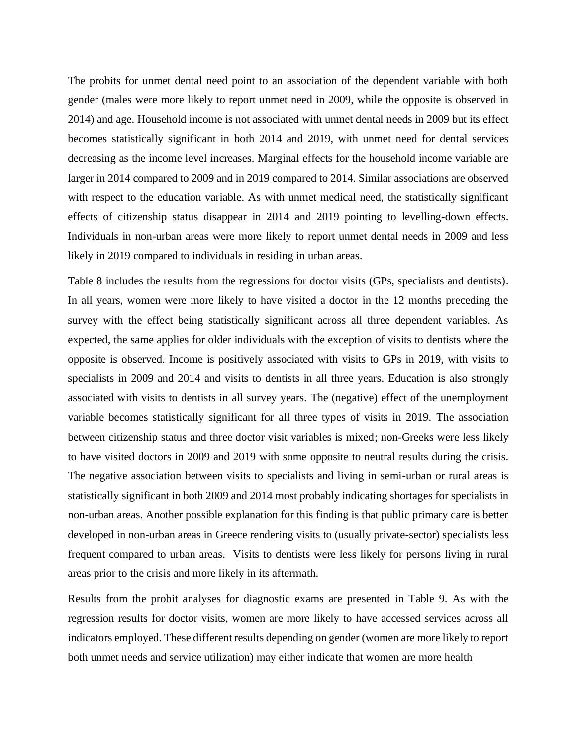The probits for unmet dental need point to an association of the dependent variable with both gender (males were more likely to report unmet need in 2009, while the opposite is observed in 2014) and age. Household income is not associated with unmet dental needs in 2009 but its effect becomes statistically significant in both 2014 and 2019, with unmet need for dental services decreasing as the income level increases. Marginal effects for the household income variable are larger in 2014 compared to 2009 and in 2019 compared to 2014. Similar associations are observed with respect to the education variable. As with unmet medical need, the statistically significant effects of citizenship status disappear in 2014 and 2019 pointing to levelling-down effects. Individuals in non-urban areas were more likely to report unmet dental needs in 2009 and less likely in 2019 compared to individuals in residing in urban areas.

Table 8 includes the results from the regressions for doctor visits (GPs, specialists and dentists). In all years, women were more likely to have visited a doctor in the 12 months preceding the survey with the effect being statistically significant across all three dependent variables. As expected, the same applies for older individuals with the exception of visits to dentists where the opposite is observed. Income is positively associated with visits to GPs in 2019, with visits to specialists in 2009 and 2014 and visits to dentists in all three years. Education is also strongly associated with visits to dentists in all survey years. The (negative) effect of the unemployment variable becomes statistically significant for all three types of visits in 2019. The association between citizenship status and three doctor visit variables is mixed; non-Greeks were less likely to have visited doctors in 2009 and 2019 with some opposite to neutral results during the crisis. The negative association between visits to specialists and living in semi-urban or rural areas is statistically significant in both 2009 and 2014 most probably indicating shortages for specialists in non-urban areas. Another possible explanation for this finding is that public primary care is better developed in non-urban areas in Greece rendering visits to (usually private-sector) specialists less frequent compared to urban areas. Visits to dentists were less likely for persons living in rural areas prior to the crisis and more likely in its aftermath.

Results from the probit analyses for diagnostic exams are presented in Table 9. As with the regression results for doctor visits, women are more likely to have accessed services across all indicators employed. These different results depending on gender (women are more likely to report both unmet needs and service utilization) may either indicate that women are more health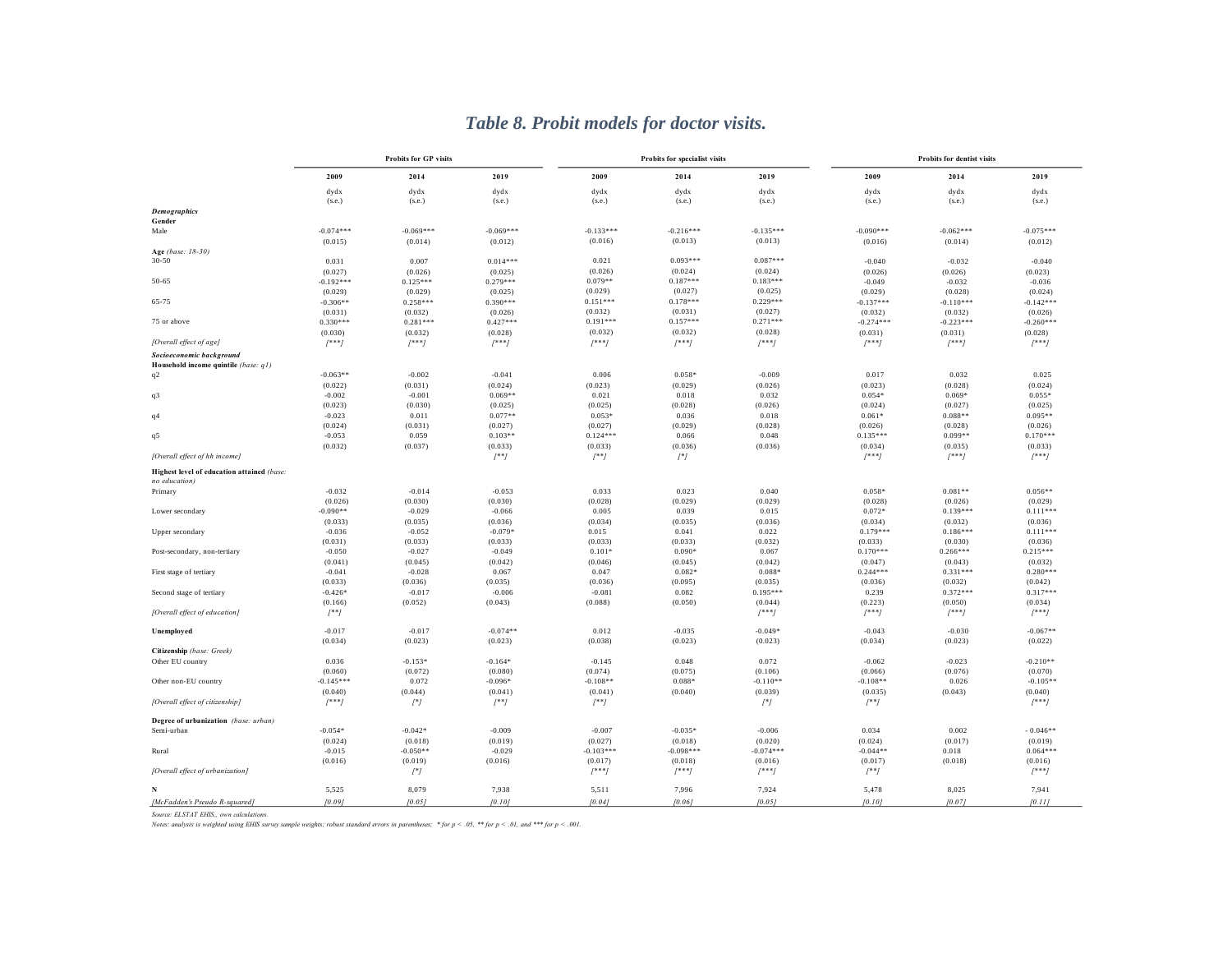## *Table 8. Probit models for doctor visits.*

| | Probits for GP visits | | | Probits for specialist visits | | | Probits for dentist visits | | |
|---|---|---|---|---|---|---|---|---|---|
| | 2009 | 2014 | 2019 | 2009 | 2014 | 2019 | 2009 | 2014 | 2019 |
| | dydx (s.e.) | dydx (s.e.) | dydx (s.e.) | dydx (s.e.) | dydx (s.e.) | dydx (s.e.) | dydx (s.e.) | dydx (s.e.) | dydx (s.e.) |
| ***Demographics*** | | | | | | | | | |
| **Gender** | | | | | | | | | |
| Male | -0.074*** | -0.069*** | -0.069*** | -0.133*** | -0.216*** | -0.135*** | -0.090*** | -0.062*** | -0.075*** |
| | (0.015) | (0.014) | (0.012) | (0.016) | (0.013) | (0.013) | (0.016) | (0.014) | (0.012) |
| **Age** *(base: 18-30)* | | | | | | | | | |
| 30-50 | 0.031 | 0.007 | 0.014*** | 0.021 | 0.093*** | 0.087*** | -0.040 | -0.032 | -0.040 |
| | (0.027) | (0.026) | (0.025) | (0.026) | (0.024) | (0.024) | (0.026) | (0.026) | (0.023) |
| 50-65 | -0.192*** | 0.125*** | 0.279*** | 0.079** | 0.187*** | 0.183*** | -0.049 | -0.032 | -0.036 |
| | (0.029) | (0.029) | (0.025) | (0.029) | (0.027) | (0.025) | (0.029) | (0.028) | (0.024) |
| 65-75 | -0.306** | 0.258*** | 0.390*** | 0.151*** | 0.178*** | 0.229*** | -0.137*** | -0.110*** | -0.142*** |
| | (0.031) | (0.032) | (0.026) | (0.032) | (0.031) | (0.027) | (0.032) | (0.032) | (0.026) |
| 75 or above | 0.330*** | 0.281*** | 0.427*** | 0.191*** | 0.157*** | 0.271*** | -0.274*** | -0.223*** | -0.260*** |
| | (0.030) | (0.032) | (0.028) | (0.032) | (0.032) | (0.028) | (0.031) | (0.031) | (0.028) |
| *[Overall effect of age]* | *[***]* | *[***]* | *[***]* | *[***]* | *[***]* | *[***]* | *[***]* | *[***]* | *[***]* |
| ***Socioeconomic background*** | | | | | | | | | |
| **Household income quintile** *(base: q1)* | | | | | | | | | |
| q2 | -0.063** | -0.002 | -0.041 | 0.006 | 0.058* | -0.009 | 0.017 | 0.032 | 0.025 |
| | (0.022) | (0.031) | (0.024) | (0.023) | (0.029) | (0.026) | (0.023) | (0.028) | (0.024) |
| q3 | -0.002 | -0.001 | 0.069** | 0.021 | 0.018 | 0.032 | 0.054* | 0.069* | 0.055* |
| | (0.023) | (0.030) | (0.025) | (0.025) | (0.028) | (0.026) | (0.024) | (0.027) | (0.025) |
| q4 | -0.023 | 0.011 | 0.077** | 0.053* | 0.036 | 0.018 | 0.061* | 0.088** | 0.095** |
| | (0.024) | (0.031) | (0.027) | (0.027) | (0.029) | (0.028) | (0.026) | (0.028) | (0.026) |
| q5 | -0.053 | 0.059 | 0.103** | 0.124*** | 0.066 | 0.048 | 0.135*** | 0.099** | 0.170*** |
| | (0.032) | (0.037) | (0.033) | (0.033) | (0.036) | (0.036) | (0.034) | (0.035) | (0.033) |
| *[Overall effect of hh income]* | | | *[**]* | *[**]* | *[*]* | | *[***]* | *[***]* | *[***]* |
| **Highest level of education attained** *(base: no education)* | | | | | | | | | |
| Primary | -0.032 | -0.014 | -0.053 | 0.033 | 0.023 | 0.040 | 0.058* | 0.081** | 0.056** |
| | (0.026) | (0.030) | (0.030) | (0.028) | (0.029) | (0.029) | (0.028) | (0.026) | (0.029) |
| Lower secondary | -0.090** | -0.029 | -0.066 | 0.005 | 0.039 | 0.015 | 0.072* | 0.139*** | 0.111*** |
| | (0.033) | (0.035) | (0.036) | (0.034) | (0.035) | (0.036) | (0.034) | (0.032) | (0.036) |
| Upper secondary | -0.036 | -0.052 | -0.079* | 0.015 | 0.041 | 0.022 | 0.179*** | 0.186*** | 0.111*** |
| | (0.031) | (0.033) | (0.033) | (0.033) | (0.033) | (0.032) | (0.033) | (0.030) | (0.036) |
| Post-secondary, non-tertiary | -0.050 | -0.027 | -0.049 | 0.101* | 0.090* | 0.067 | 0.170*** | 0.266*** | 0.215*** |
| | (0.041) | (0.045) | (0.042) | (0.046) | (0.045) | (0.042) | (0.047) | (0.043) | (0.032) |
| First stage of tertiary | -0.041 | -0.028 | 0.067 | 0.047 | 0.082* | 0.088* | 0.244*** | 0.331*** | 0.280*** |
| | (0.033) | (0.036) | (0.035) | (0.036) | (0.095) | (0.035) | (0.036) | (0.032) | (0.042) |
| Second stage of tertiary | -0.426* | -0.017 | -0.006 | -0.081 | 0.082 | 0.195*** | 0.239 | 0.372*** | 0.317*** |
| | (0.166) | (0.052) | (0.043) | (0.088) | (0.050) | (0.044) | (0.223) | (0.050) | (0.034) |
| *[Overall effect of education]* | *[**]* | | | | | *[***]* | *[***]* | *[***]* | *[***]* |
| **Unemployed** | -0.017 | -0.017 | -0.074** | 0.012 | -0.035 | -0.049* | -0.043 | -0.030 | -0.067** |
| | (0.034) | (0.023) | (0.023) | (0.038) | (0.023) | (0.023) | (0.034) | (0.023) | (0.022) |
| **Citizenship** *(base: Greek)* | | | | | | | | | |
| Other EU country | 0.036 | -0.153* | -0.164* | -0.145 | 0.048 | 0.072 | -0.062 | -0.023 | -0.210** |
| | (0.060) | (0.072) | (0.080) | (0.074) | (0.075) | (0.106) | (0.066) | (0.076) | (0.070) |
| Other non-EU country | -0.145*** | 0.072 | -0.096* | -0.108** | 0.088* | -0.110** | -0.108** | 0.026 | -0.105** |
| | (0.040) | (0.044) | (0.041) | (0.041) | (0.040) | (0.039) | (0.035) | (0.043) | (0.040) |
| *[Overall effect of citizenship]* | *[***]* | *[*]* | *[**]* | *[**]* | | *[*]* | *[**]* | | *[***]* |
| **Degree of urbanization** *(base: urban)* | | | | | | | | | |
| Semi-urban | -0.054* | -0.042* | -0.009 | -0.007 | -0.035* | -0.006 | 0.034 | 0.002 | - 0.046** |
| | (0.024) | (0.018) | (0.019) | (0.027) | (0.018) | (0.020) | (0.024) | (0.017) | (0.019) |
| Rural | -0.015 | -0.050** | -0.029 | -0.103*** | -0.098*** | -0.074*** | -0.044** | 0.018 | 0.064*** |
| | (0.016) | (0.019) | (0.016) | (0.017) | (0.018) | (0.016) | (0.017) | (0.018) | (0.016) |
| *[Overall effect of urbanization]* | | *[*]* | | *[***]* | *[***]* | *[***]* | *[**]* | | *[***]* |
| **N** | 5,525 | 8,079 | 7,938 | 5,511 | 7,996 | 7,924 | 5,478 | 8,025 | 7,941 |
| *[McFadden's Pseudo R-squared]* | *[0.09]* | *[0.05]* | *[0.10]* | *[0.04]* | *[0.06]* | *[0.05]* | *[0.10]* | *[0.07]* | *[0.11]* |

*Source: ELSTAT EHIS,, own calculations.*

*Notes: analysis is weighted using EHIS survey sample weights; robust standard errors in parentheses; * for p < .05, ** for p < .01, and *** for p < .001.*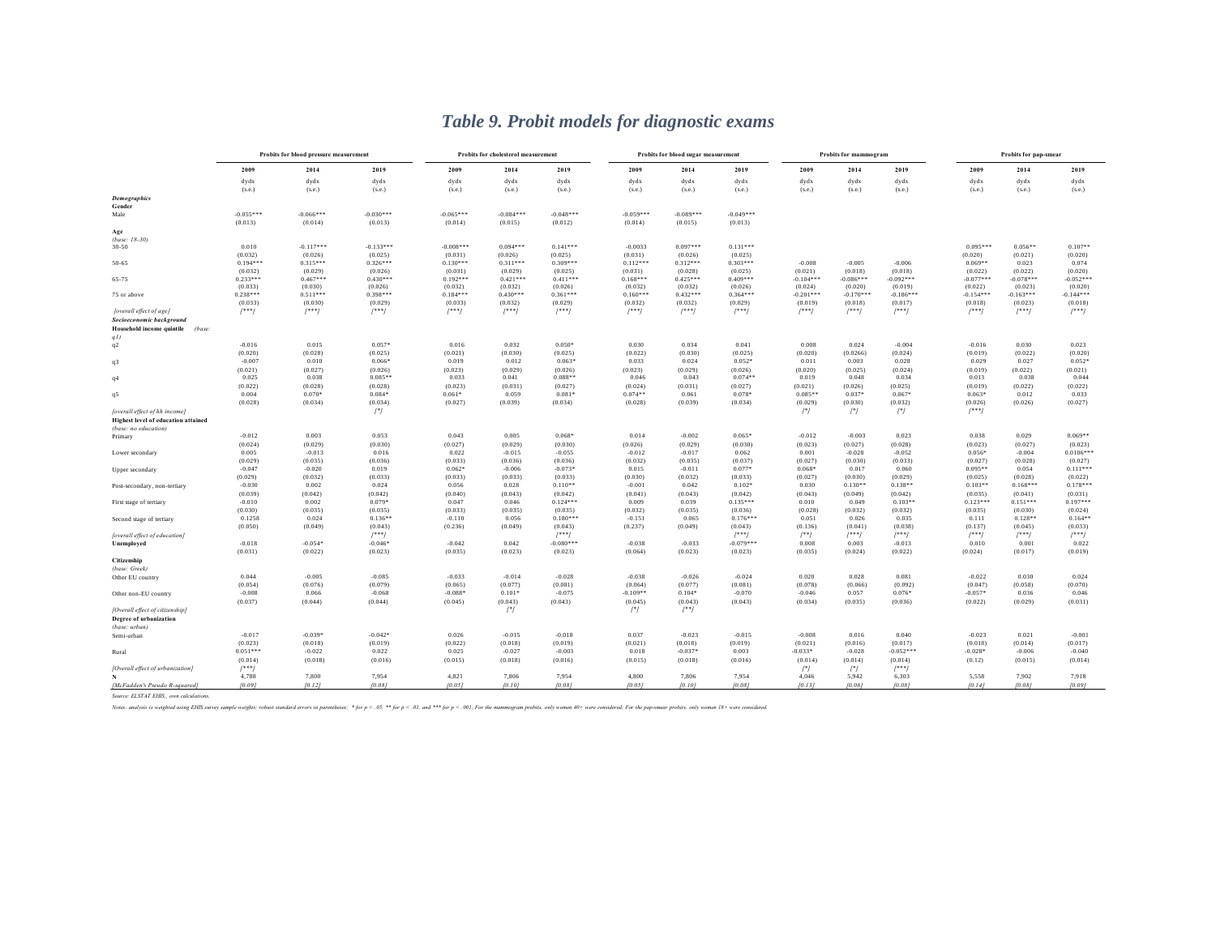# *Table 9. Probit models for diagnostic exams*

| | Probits for blood pressure measurement | | | Probits for cholesterol measurement | | | Probits for blood sugar measurement | | | Probits for mammogram | | | Probits for pap-smear | | |
|---|---|---|---|---|---|---|---|---|---|---|---|---|---|---|---|
| | 2009 | 2014 | 2019 | 2009 | 2014 | 2019 | 2009 | 2014 | 2019 | 2009 | 2014 | 2019 | 2009 | 2014 | 2019 |
| | dydx (s.e.) | dydx (s.e.) | dydx (s.e.) | dydx (s.e.) | dydx (s.e.) | dydx (s.e.) | dydx (s.e.) | dydx (s.e.) | dydx (s.e.) | dydx (s.e.) | dydx (s.e.) | dydx (s.e.) | dydx (s.e.) | dydx (s.e.) | dydx (s.e.) |
| ***Demographics*** | | | | | | | | | | | | | | | |
| **Gender** | | | | | | | | | | | | | | | |
| Male | -0.055*** | -0.066*** | -0.030*** | -0.065*** | -0.084*** | -0.048*** | -0.059*** | -0.089*** | -0.049*** | | | | | | |
| | (0.013) | (0.014) | (0.013) | (0.014) | (0.015) | (0.012) | (0.014) | (0.015) | (0.013) | | | | | | |
| **Age** | | | | | | | | | | | | | | | |
| *(base: 18-30)* | | | | | | | | | | | | | | | |
| 30-50 | 0.010 | -0.117*** | -0.133*** | -0.008*** | 0.094*** | 0.141*** | -0.0033 | 0.097*** | 0.131*** | | | | 0.095*** | 0.056** | 0.107** |
| | (0.032) | (0.026) | (0.025) | (0.031) | (0.026) | (0.025) | (0.031) | (0.026) | (0.025) | | | | (0.020) | (0.021) | (0.020) |
| 50-65 | 0.194*** | 0.315*** | 0.326*** | 0.130*** | 0.311*** | 0.309*** | 0.112*** | 0.312*** | 0.303*** | -0.008 | -0.005 | -0.006 | 0.069** | 0.023 | 0.074 |
| | (0.032) | (0.029) | (0.026) | (0.031) | (0.029) | (0.025) | (0.031) | (0.028) | (0.025) | (0.021) | (0.018) | (0.018) | (0.022) | (0.022) | (0.020) |
| 65-75 | 0.233*** | 0.467*** | 0.430*** | 0.192*** | 0.421*** | 0.411*** | 0.168*** | 0.425*** | 0.409*** | -0.104*** | -0.086*** | -0.092*** | -0.077*** | -0.078*** | -0.052*** |
| | (0.033) | (0.030) | (0.026) | (0.032) | (0.032) | (0.026) | (0.032) | (0.032) | (0.026) | (0.024) | (0.020) | (0.019) | (0.022) | (0.023) | (0.020) |
| 75 or above | 0.238*** | 0.511*** | 0.398*** | 0.184*** | 0.430*** | 0.361*** | 0.160*** | 0.432*** | 0.364*** | -0.201*** | -0.170*** | -0.186*** | -0.154*** | -0.163*** | -0.144*** |
| | (0.033) | (0.030) | (0.029) | (0.033) | (0.032) | (0.029) | (0.032) | (0.032) | (0.029) | (0.019) | (0.018) | (0.017) | (0.018) | (0.023) | (0.018) |
| *[overall effect of age]* | *[***]* | *[***]* | *[***]* | *[***]* | *[***]* | *[***]* | *[***]* | *[***]* | *[***]* | *[***]* | *[***]* | *[***]* | *[***]* | *[***]* | *[***]* |
| ***Socioeconomic background*** | | | | | | | | | | | | | | | |
| **Household income quintile** *(base: q1)* | | | | | | | | | | | | | | | |
| q2 | -0.016 | 0.015 | 0.057* | 0.016 | 0.032 | 0.050* | 0.030 | 0.034 | 0.041 | 0.008 | 0.024 | -0.004 | -0.016 | 0.030 | 0.023 |
| | (0.020) | (0.028) | (0.025) | (0.021) | (0.030) | (0.025) | (0.022) | (0.030) | (0.025) | (0.020) | (0.0266) | (0.024) | (0.019) | (0.022) | (0.020) |
| q3 | -0.007 | 0.010 | 0.066* | 0.019 | 0.012 | 0.063* | 0.033 | 0.024 | 0.052* | 0.011 | 0.003 | 0.028 | 0.029 | 0.027 | 0.052* |
| | (0.021) | (0.027) | (0.026) | (0.023) | (0.029) | (0.026) | (0.023) | (0.029) | (0.026) | (0.020) | (0.025) | (0.024) | (0.019) | (0.022) | (0.021) |
| q4 | 0.025 | 0.038 | 0.085** | 0.033 | 0.041 | 0.088** | 0.046 | 0.043 | 0.074** | 0.019 | 0.048 | 0.034 | 0.013 | 0.038 | 0.044 |
| | (0.022) | (0.028) | (0.028) | (0.023) | (0.031) | (0.027) | (0.024) | (0.031) | (0.027) | (0.021) | (0.026) | (0.025) | (0.019) | (0.022) | (0.022) |
| q5 | 0.004 | 0.070* | 0.084* | 0.061* | 0.059 | 0.081* | 0.074** | 0.061 | 0.078* | 0.085** | 0.037* | 0.067* | 0.063* | 0.012 | 0.033 |
| | (0.028) | (0.034) | (0.034) | (0.027) | (0.039) | (0.034) | (0.028) | (0.039) | (0.034) | (0.029) | (0.030) | (0.032) | (0.026) | (0.026) | (0.027) |
| *[overall effect of hh income]* | | | *[*]* | | | | | | | *[*]* | *[*]* | *[*]* | *[***]* | | |
| **Highest level of education attained** *(base: no education)* | | | | | | | | | | | | | | | |
| Primary | -0.012 | 0.003 | 0.053 | 0.043 | 0.005 | 0.068* | 0.014 | -0.002 | 0.065* | -0.012 | -0.003 | 0.023 | 0.038 | 0.029 | 0.069** |
| | (0.024) | (0.029) | (0.030) | (0.027) | (0.029) | (0.030) | (0.026) | (0.029) | (0.030) | (0.023) | (0.027) | (0.028) | (0.023) | (0.027) | (0.023) |
| Lower secondary | 0.005 | -0.013 | 0.016 | 0.022 | -0.015 | -0.055 | -0.012 | -0.017 | 0.062 | 0.001 | -0.028 | -0.052 | 0.056* | -0.004 | 0.0106*** |
| | (0.029) | (0.035) | (0.036) | (0.033) | (0.036) | (0.036) | (0.032) | (0.035) | (0.037) | (0.027) | (0.030) | (0.033) | (0.027) | (0.028) | (0.027) |
| Upper secondary | -0.047 | -0.020 | 0.019 | 0.062* | -0.006 | -0.073* | 0.015 | -0.011 | 0.077* | 0.068* | 0.017 | 0.060 | 0.095** | 0.054 | 0.111*** |
| | (0.029) | (0.032) | (0.033) | (0.033) | (0.033) | (0.033) | (0.030) | (0.032) | (0.033) | (0.027) | (0.030) | (0.029) | (0.025) | (0.028) | (0.022) |
| Post-secondary, non-tertiary | -0.030 | 0.002 | 0.024 | 0.056 | 0.028 | 0.110** | -0.001 | 0.042 | 0.102* | 0.030 | 0.130** | 0.138** | 0.103** | 0.168*** | 0.178*** |
| | (0.039) | (0.042) | (0.042) | (0.040) | (0.043) | (0.042) | (0.041) | (0.043) | (0.042) | (0.043) | (0.049) | (0.042) | (0.035) | (0.041) | (0.031) |
| First stage of tertiary | -0.010 | 0.002 | 0.079* | 0.047 | 0.046 | 0.124*** | 0.009 | 0.039 | 0.135*** | 0.010 | 0.049 | 0.103** | 0.123*** | 0.151*** | 0.197*** |
| | (0.030) | (0.035) | (0.035) | (0.033) | (0.035) | (0.035) | (0.032) | (0.035) | (0.036) | (0.028) | (0.032) | (0.032) | (0.035) | (0.030) | (0.024) |
| Second stage of tertiary | 0.1258 | 0.024 | 0.136** | -0.110 | 0.056 | 0.180*** | -0.151 | 0.065 | 0.176*** | 0.051 | 0.026 | 0.035 | 0.111 | 0.128** | 0.164** |
| | (0.050) | (0.049) | (0.043) | (0.236) | (0.049) | (0.043) | (0.237) | (0.049) | (0.043) | (0.136) | (0.041) | (0.038) | (0.137) | (0.045) | (0.033) |
| *[overall effect of education]* | | | *[***]* | | | *[***]* | | | *[***]* | *[**]* | *[***]* | *[***]* | *[***]* | *[***]* | *[***]* |
| **Unemployed** | -0.018 | -0.054* | -0.046* | -0.042 | 0.042 | -0.080*** | -0.038 | -0.033 | -0.079*** | 0.008 | 0.003 | -0.013 | 0.010 | 0.001 | 0.022 |
| | (0.031) | (0.022) | (0.023) | (0.035) | (0.023) | (0.023) | (0.064) | (0.023) | (0.023) | (0.035) | (0.024) | (0.022) | (0.024) | (0.017) | (0.019) |
| **Citizenship** | | | | | | | | | | | | | | | |
| *(base: Greek)* | | | | | | | | | | | | | | | |
| Other EU country | 0.044 | -0.005 | -0.085 | -0.033 | -0.014 | -0.028 | -0.038 | -0.026 | -0.024 | 0.020 | 0.028 | 0.081 | -0.022 | 0.030 | 0.024 |
| | (0.054) | (0.076) | (0.079) | (0.065) | (0.077) | (0.081) | (0.064) | (0.077) | (0.081) | (0.078) | (0.066) | (0.092) | (0.047) | (0.058) | (0.070) |
| Other non-EU country | -0.008 | 0.066 | -0.068 | -0.088* | 0.101* | -0.075 | -0.109** | 0.104* | -0.070 | -0.046 | 0.057 | 0.076* | -0.057* | 0.036 | 0.046 |
| | (0.037) | (0.044) | (0.044) | (0.045) | (0.043) | (0.043) | (0.045) | (0.043) | (0.043) | (0.034) | (0.035) | (0.036) | (0.022) | (0.029) | (0.031) |
| *[Overall effect of citizenship]* | | | | | *[*]* | | *[*]* | *[**]* | | | | | | | |
| **Degree of urbanization** | | | | | | | | | | | | | | | |
| *(base: urban)* | | | | | | | | | | | | | | | |
| Semi-urban | -0.017 | -0.039* | -0.042* | 0.026 | -0.015 | -0.018 | 0.037 | -0.023 | -0.015 | -0.008 | 0.016 | 0.040 | -0.023 | 0.021 | -0.001 |
| | (0.023) | (0.018) | (0.019) | (0.022) | (0.018) | (0.019) | (0.021) | (0.018) | (0.019) | (0.021) | (0.016) | (0.017) | (0.018) | (0.014) | (0.017) |
| Rural | 0.051*** | -0.022 | 0.022 | 0.025 | -0.027 | -0.003 | 0.018 | -0.037* | 0.003 | -0.033* | -0.028 | -0.052*** | -0.028* | -0.006 | -0.040 |
| | (0.014) | (0.018) | (0.016) | (0.015) | (0.018) | (0.016) | (0.015) | (0.018) | (0.016) | (0.014) | (0.014) | (0.014) | (0.12) | (0.015) | (0.014) |
| *[Overall effect of urbanization]* | *[***]* | | | | | | | | | *[*]* | *[*]* | *[***]* | | | |
| **N** | 4,788 | 7,800 | 7,954 | 4,821 | 7,806 | 7,954 | 4,800 | 7,806 | 7,954 | 4,046 | 5,942 | 6,303 | 5,558 | 7,902 | 7,918 |
| *[McFadden's Pseudo R-squared]* | *[0.09]* | *[0.12]* | *[0.08]* | *[0.05]* | *[0.10]* | *[0.08]* | *[0.05]* | *[0.10]* | *[0.08]* | *[0.13]* | *[0.06]* | *[0.08]* | *[0.14]* | *[0.08]* | *[0.09]* |

*Source: ELSTAT EHIS; own calculations.*

*Notes: analysis is weighted using EHIS survey sample weights; robust standard errors in parentheses; * for p < .05, ** for p < .01, and *** for p < .001; For the mammogram probits, only women 40+ were considered; For the pap-smear probits, only women 18+ were considered.*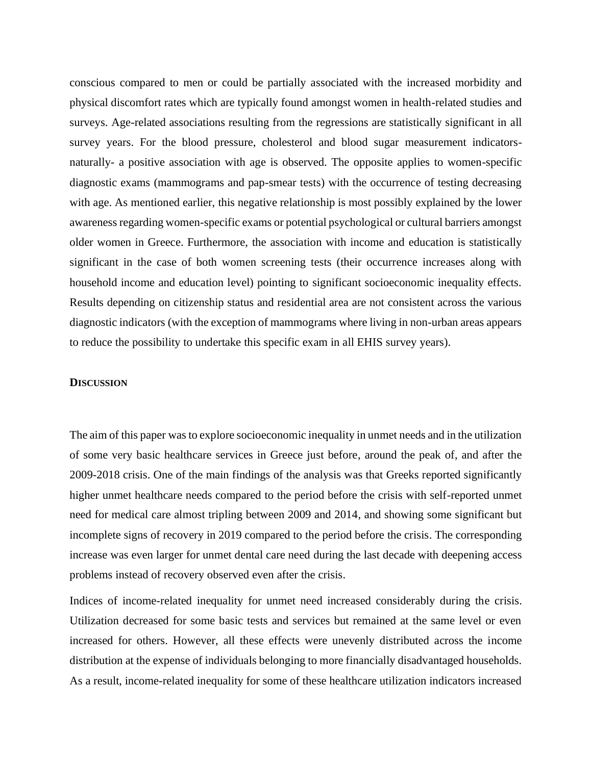conscious compared to men or could be partially associated with the increased morbidity and physical discomfort rates which are typically found amongst women in health-related studies and surveys. Age-related associations resulting from the regressions are statistically significant in all survey years. For the blood pressure, cholesterol and blood sugar measurement indicators- naturally- a positive association with age is observed. The opposite applies to women-specific diagnostic exams (mammograms and pap-smear tests) with the occurrence of testing decreasing with age. As mentioned earlier, this negative relationship is most possibly explained by the lower awareness regarding women-specific exams or potential psychological or cultural barriers amongst older women in Greece. Furthermore, the association with income and education is statistically significant in the case of both women screening tests (their occurrence increases along with household income and education level) pointing to significant socioeconomic inequality effects. Results depending on citizenship status and residential area are not consistent across the various diagnostic indicators (with the exception of mammograms where living in non-urban areas appears to reduce the possibility to undertake this specific exam in all EHIS survey years).

## Discussion

The aim of this paper was to explore socioeconomic inequality in unmet needs and in the utilization of some very basic healthcare services in Greece just before, around the peak of, and after the 2009-2018 crisis. One of the main findings of the analysis was that Greeks reported significantly higher unmet healthcare needs compared to the period before the crisis with self-reported unmet need for medical care almost tripling between 2009 and 2014, and showing some significant but incomplete signs of recovery in 2019 compared to the period before the crisis. The corresponding increase was even larger for unmet dental care need during the last decade with deepening access problems instead of recovery observed even after the crisis.

Indices of income-related inequality for unmet need increased considerably during the crisis. Utilization decreased for some basic tests and services but remained at the same level or even increased for others. However, all these effects were unevenly distributed across the income distribution at the expense of individuals belonging to more financially disadvantaged households. As a result, income-related inequality for some of these healthcare utilization indicators increased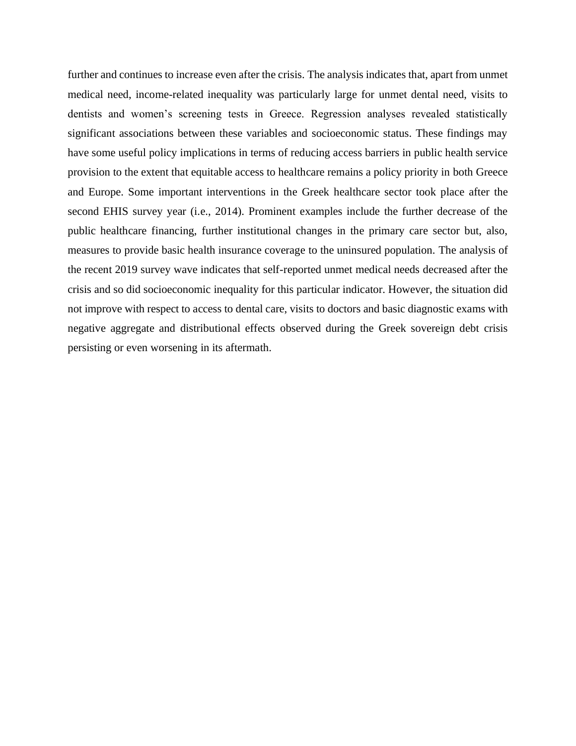further and continues to increase even after the crisis. The analysis indicates that, apart from unmet medical need, income-related inequality was particularly large for unmet dental need, visits to dentists and women's screening tests in Greece. Regression analyses revealed statistically significant associations between these variables and socioeconomic status. These findings may have some useful policy implications in terms of reducing access barriers in public health service provision to the extent that equitable access to healthcare remains a policy priority in both Greece and Europe. Some important interventions in the Greek healthcare sector took place after the second EHIS survey year (i.e., 2014). Prominent examples include the further decrease of the public healthcare financing, further institutional changes in the primary care sector but, also, measures to provide basic health insurance coverage to the uninsured population. The analysis of the recent 2019 survey wave indicates that self-reported unmet medical needs decreased after the crisis and so did socioeconomic inequality for this particular indicator. However, the situation did not improve with respect to access to dental care, visits to doctors and basic diagnostic exams with negative aggregate and distributional effects observed during the Greek sovereign debt crisis persisting or even worsening in its aftermath.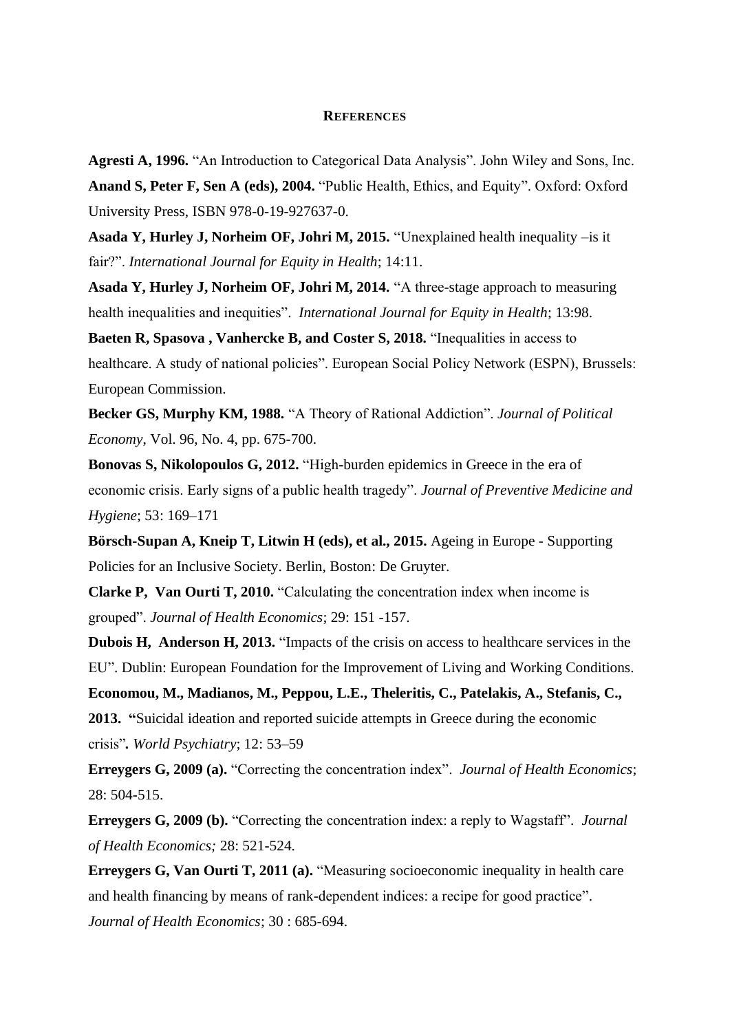**REFERENCES**

**Agresti A, 1996.** "An Introduction to Categorical Data Analysis". John Wiley and Sons, Inc.

**Anand S, Peter F, Sen A (eds), 2004.** "Public Health, Ethics, and Equity". Oxford: Oxford University Press, ISBN 978-0-19-927637-0.

**Asada Y, Hurley J, Norheim OF, Johri M, 2015.** "Unexplained health inequality –is it fair?". *International Journal for Equity in Health*; 14:11.

**Asada Y, Hurley J, Norheim OF, Johri M, 2014.** "A three-stage approach to measuring health inequalities and inequities". *International Journal for Equity in Health*; 13:98.

**Baeten R, Spasova , Vanhercke B, and Coster S, 2018.** "Inequalities in access to healthcare. A study of national policies". European Social Policy Network (ESPN), Brussels: European Commission.

**Becker GS, Murphy KM, 1988.** "A Theory of Rational Addiction". *Journal of Political Economy*, Vol. 96, No. 4, pp. 675-700.

**Bonovas S, Nikolopoulos G, 2012.** "High-burden epidemics in Greece in the era of economic crisis. Early signs of a public health tragedy". *Journal of Preventive Medicine and Hygiene*; 53: 169–171

**Börsch-Supan A, Kneip T, Litwin H (eds), et al., 2015.** Ageing in Europe - Supporting Policies for an Inclusive Society. Berlin, Boston: De Gruyter.

**Clarke P, Van Ourti T, 2010.** "Calculating the concentration index when income is grouped". *Journal of Health Economics*; 29: 151 -157.

**Dubois H, Anderson H, 2013.** "Impacts of the crisis on access to healthcare services in the EU". Dublin: European Foundation for the Improvement of Living and Working Conditions.

**Economou, M., Madianos, M., Peppou, L.E., Theleritis, C., Patelakis, A., Stefanis, C., 2013. "**Suicidal ideation and reported suicide attempts in Greece during the economic crisis"**.** *World Psychiatry*; 12: 53–59

**Erreygers G, 2009 (a).** "Correcting the concentration index". *Journal of Health Economics*; 28: 504-515.

**Erreygers G, 2009 (b).** "Correcting the concentration index: a reply to Wagstaff". *Journal of Health Economics;* 28: 521-524.

**Erreygers G, Van Ourti T, 2011 (a).** "Measuring socioeconomic inequality in health care and health financing by means of rank-dependent indices: a recipe for good practice". *Journal of Health Economics*; 30 : 685-694.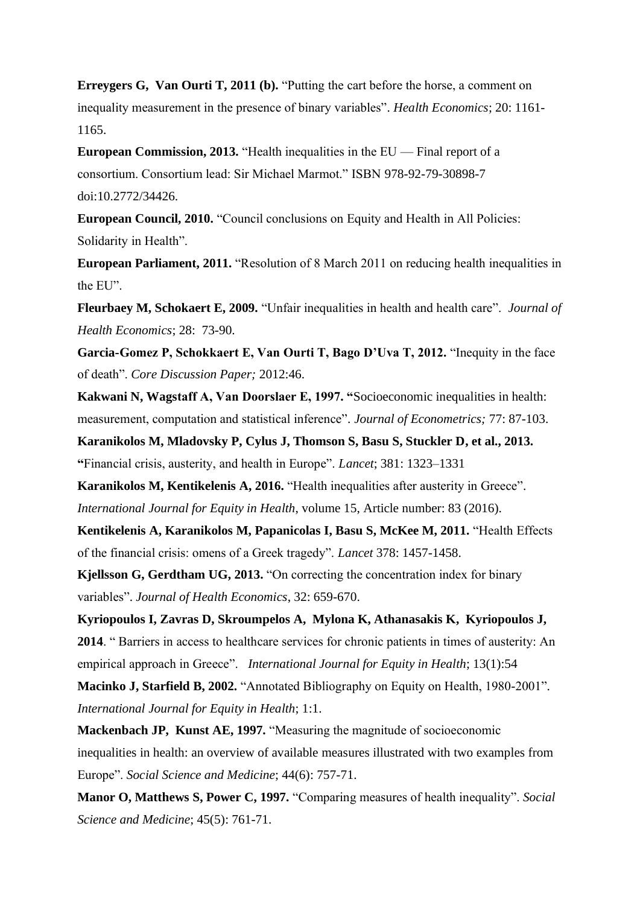**Erreygers G, Van Ourti T, 2011 (b).** "Putting the cart before the horse, a comment on inequality measurement in the presence of binary variables". *Health Economics*; 20: 1161-1165.

**European Commission, 2013.** "Health inequalities in the EU — Final report of a consortium. Consortium lead: Sir Michael Marmot." ISBN 978-92-79-30898-7 doi:10.2772/34426.

**European Council, 2010.** "Council conclusions on Equity and Health in All Policies: Solidarity in Health".

**European Parliament, 2011.** "Resolution of 8 March 2011 on reducing health inequalities in the EU".

**Fleurbaey M, Schokaert E, 2009.** "Unfair inequalities in health and health care". *Journal of Health Economics*; 28: 73-90.

**Garcia-Gomez P, Schokkaert E, Van Ourti T, Bago D'Uva T, 2012.** "Inequity in the face of death". *Core Discussion Paper;* 2012:46.

**Kakwani N, Wagstaff A, Van Doorslaer E, 1997. "**Socioeconomic inequalities in health: measurement, computation and statistical inference". *Journal of Econometrics;* 77: 87-103.

**Karanikolos M, Mladovsky P, Cylus J, Thomson S, Basu S, Stuckler D, et al., 2013. "**Financial crisis, austerity, and health in Europe". *Lancet*; 381: 1323–1331

**Karanikolos M, Kentikelenis A, 2016.** "Health inequalities after austerity in Greece". *International Journal for Equity in Health*, volume 15, Article number: 83 (2016).

**Kentikelenis A, Karanikolos M, Papanicolas I, Basu S, McKee M, 2011.** "Health Effects of the financial crisis: omens of a Greek tragedy". *Lancet* 378: 1457-1458.

**Kjellsson G, Gerdtham UG, 2013.** "On correcting the concentration index for binary variables". *Journal of Health Economics*, 32: 659-670.

**Kyriopoulos I, Zavras D, Skroumpelos A, Mylona K, Athanasakis K, Kyriopoulos J, 2014**. " Barriers in access to healthcare services for chronic patients in times of austerity: An empirical approach in Greece". *International Journal for Equity in Health*; 13(1):54

**Macinko J, Starfield B, 2002.** "Annotated Bibliography on Equity on Health, 1980-2001". *International Journal for Equity in Health*; 1:1.

**Mackenbach JP, Kunst AE, 1997.** "Measuring the magnitude of socioeconomic inequalities in health: an overview of available measures illustrated with two examples from Europe". *Social Science and Medicine*; 44(6): 757-71.

**Manor O, Matthews S, Power C, 1997.** "Comparing measures of health inequality". *Social Science and Medicine*; 45(5): 761-71.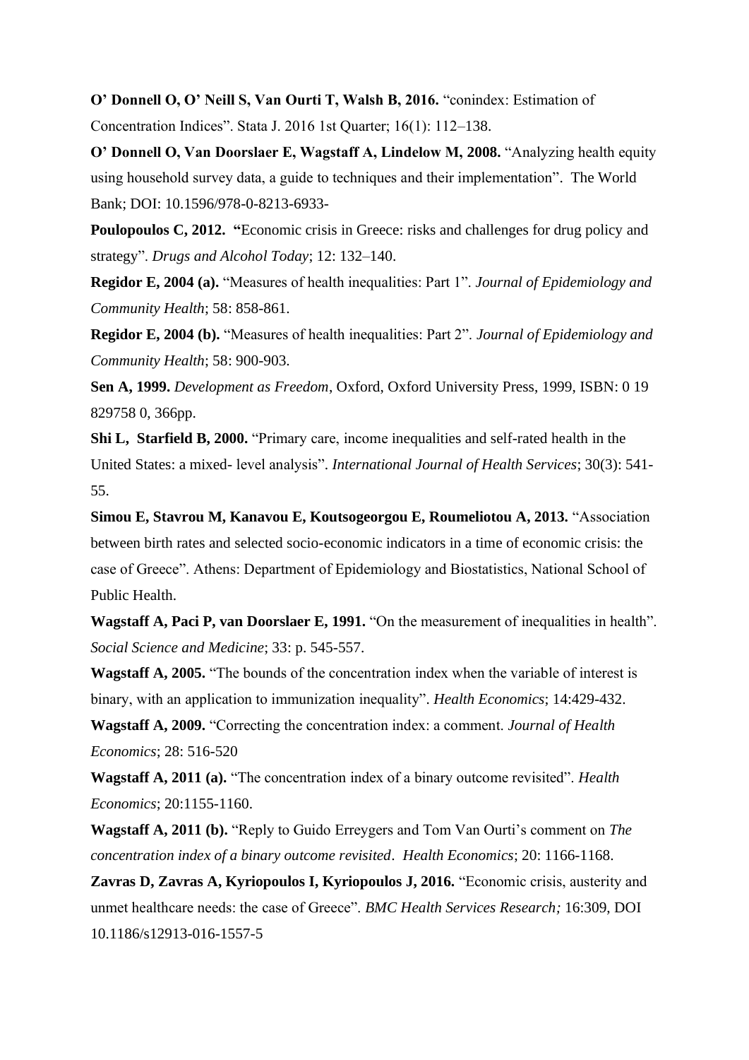**O' Donnell O, O' Neill S, Van Ourti T, Walsh B, 2016.** "conindex: Estimation of Concentration Indices". Stata J. 2016 1st Quarter; 16(1): 112–138.

**O' Donnell O, Van Doorslaer E, Wagstaff A, Lindelow M, 2008.** "Analyzing health equity using household survey data, a guide to techniques and their implementation". The World Bank; DOI: 10.1596/978-0-8213-6933-

**Poulopoulos C, 2012. "**Economic crisis in Greece: risks and challenges for drug policy and strategy". *Drugs and Alcohol Today*; 12: 132–140.

**Regidor E, 2004 (a).** "Measures of health inequalities: Part 1". *Journal of Epidemiology and Community Health*; 58: 858-861.

**Regidor E, 2004 (b).** "Measures of health inequalities: Part 2". *Journal of Epidemiology and Community Health*; 58: 900-903.

**Sen A, 1999.** *Development as Freedom*, Oxford, Oxford University Press, 1999, ISBN: 0 19 829758 0, 366pp.

**Shi L, Starfield B, 2000.** "Primary care, income inequalities and self-rated health in the United States: a mixed- level analysis". *International Journal of Health Services*; 30(3): 541-55.

**Simou E, Stavrou M, Kanavou E, Koutsogeorgou E, Roumeliotou A, 2013.** "Association between birth rates and selected socio-economic indicators in a time of economic crisis: the case of Greece". Athens: Department of Epidemiology and Biostatistics, National School of Public Health.

**Wagstaff A, Paci P, van Doorslaer E, 1991.** "On the measurement of inequalities in health". *Social Science and Medicine*; 33: p. 545-557.

**Wagstaff A, 2005.** "The bounds of the concentration index when the variable of interest is binary, with an application to immunization inequality". *Health Economics*; 14:429-432.

**Wagstaff A, 2009.** "Correcting the concentration index: a comment. *Journal of Health Economics*; 28: 516-520

**Wagstaff A, 2011 (a).** "The concentration index of a binary outcome revisited". *Health Economics*; 20:1155-1160.

**Wagstaff A, 2011 (b).** "Reply to Guido Erreygers and Tom Van Ourti's comment on *The concentration index of a binary outcome revisited*. *Health Economics*; 20: 1166-1168.

**Zavras D, Zavras A, Kyriopoulos I, Kyriopoulos J, 2016.** "Economic crisis, austerity and unmet healthcare needs: the case of Greece". *BMC Health Services Research;* 16:309, DOI 10.1186/s12913-016-1557-5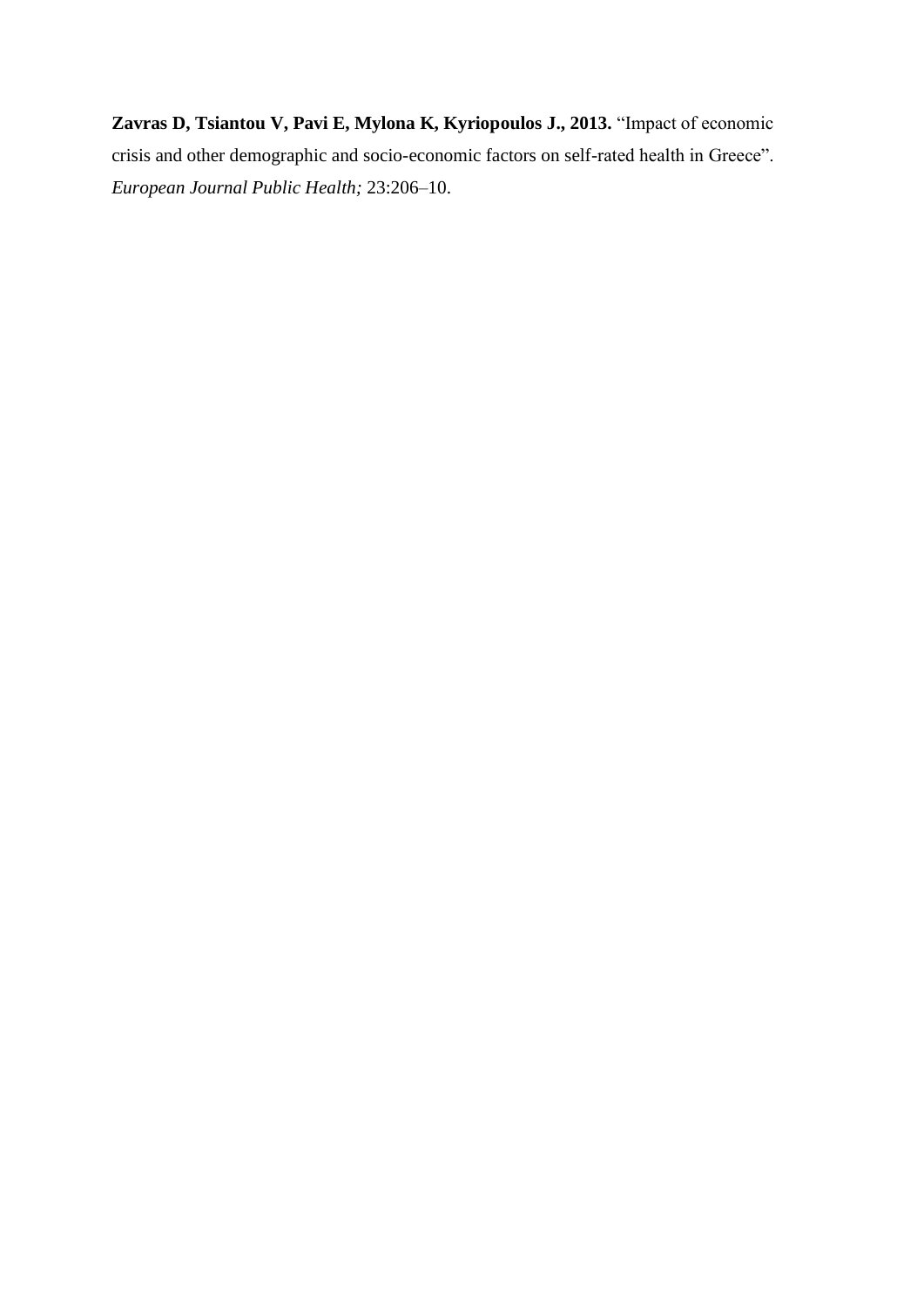**Zavras D, Tsiantou V, Pavi E, Mylona K, Kyriopoulos J., 2013.** "Impact of economic crisis and other demographic and socio-economic factors on self-rated health in Greece". *European Journal Public Health;* 23:206–10.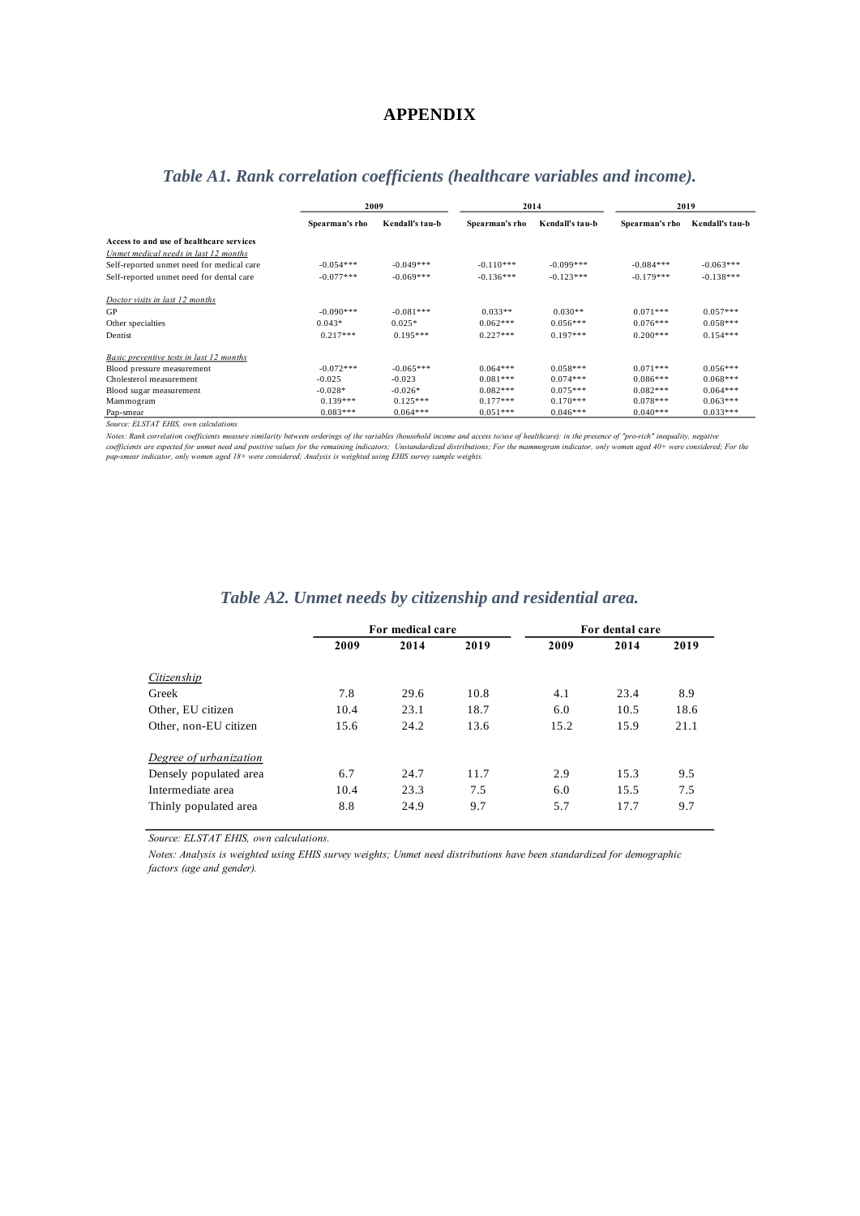# APPENDIX

## *Table A1. Rank correlation coefficients (healthcare variables and income).*

| | 2009 | | 2014 | | 2019 | |
|---|---|---|---|---|---|---|
| | Spearman's rho | Kendall's tau-b | Spearman's rho | Kendall's tau-b | Spearman's rho | Kendall's tau-b |
| **Access to and use of healthcare services** | | | | | | |
| *Unmet medical needs in last 12 months* | | | | | | |
| Self-reported unmet need for medical care | -0.054*** | -0.049*** | -0.110*** | -0.099*** | -0.084*** | -0.063*** |
| Self-reported unmet need for dental care | -0.077*** | -0.069*** | -0.136*** | -0.123*** | -0.179*** | -0.138*** |
| *Doctor visits in last 12 months* | | | | | | |
| GP | -0.090*** | -0.081*** | 0.033** | 0.030** | 0.071*** | 0.057*** |
| Other specialties | 0.043* | 0.025* | 0.062*** | 0.056*** | 0.076*** | 0.058*** |
| Dentist | 0.217*** | 0.195*** | 0.227*** | 0.197*** | 0.200*** | 0.154*** |
| *Basic preventive tests in last 12 months* | | | | | | |
| Blood pressure measurement | -0.072*** | -0.065*** | 0.064*** | 0.058*** | 0.071*** | 0.056*** |
| Cholesterol measurement | -0.025 | -0.023 | 0.081*** | 0.074*** | 0.086*** | 0.068*** |
| Blood sugar measurement | -0.028* | -0.026* | 0.082*** | 0.075*** | 0.082*** | 0.064*** |
| Mammogram | 0.139*** | 0.125*** | 0.177*** | 0.170*** | 0.078*** | 0.063*** |
| Pap-smear | 0.083*** | 0.064*** | 0.051*** | 0.046*** | 0.040*** | 0.033*** |

*Source: ELSTAT EHIS, own calculations*

*Notes: Rank correlation coefficients measure similarity between orderings of the variables (household income and access to/use of healthcare): in the presence of "pro-rich" inequality, negative coefficients are expected for unmet need and positive values for the remaining indicators; Unstandardized distributions; For the mammogram indicator, only women aged 40+ were considered; For the pap-smear indicator, only women aged 18+ were considered; Analysis is weighted using EHIS survey sample weights.*

## *Table A2. Unmet needs by citizenship and residential area.*

| | For medical care | | | For dental care | | |
|---|---|---|---|---|---|---|
| | 2009 | 2014 | 2019 | 2009 | 2014 | 2019 |
| *Citizenship* | | | | | | |
| Greek | 7.8 | 29.6 | 10.8 | 4.1 | 23.4 | 8.9 |
| Other, EU citizen | 10.4 | 23.1 | 18.7 | 6.0 | 10.5 | 18.6 |
| Other, non-EU citizen | 15.6 | 24.2 | 13.6 | 15.2 | 15.9 | 21.1 |
| *Degree of urbanization* | | | | | | |
| Densely populated area | 6.7 | 24.7 | 11.7 | 2.9 | 15.3 | 9.5 |
| Intermediate area | 10.4 | 23.3 | 7.5 | 6.0 | 15.5 | 7.5 |
| Thinly populated area | 8.8 | 24.9 | 9.7 | 5.7 | 17.7 | 9.7 |

*Source: ELSTAT EHIS, own calculations.*

*Notes: Analysis is weighted using EHIS survey weights; Unmet need distributions have been standardized for demographic factors (age and gender).*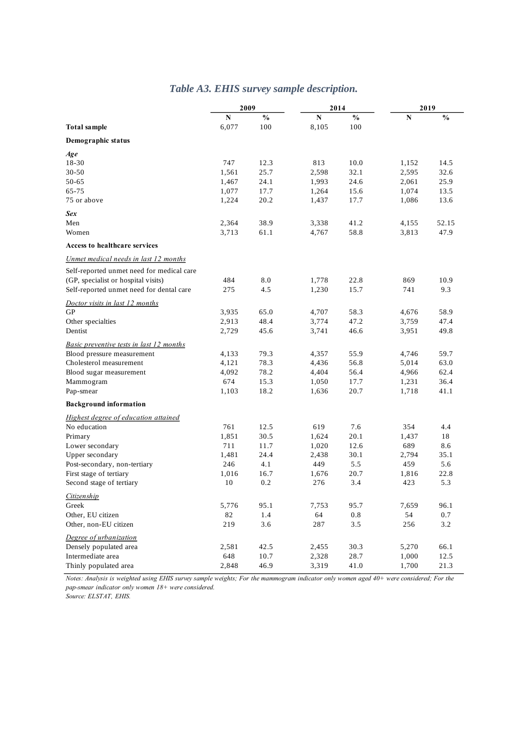## *Table A3. EHIS survey sample description.*

| | 2009 | | 2014 | | 2019 | |
|---|---|---|---|---|---|---|
| | N | % | N | % | N | % |
| **Total sample** | 6,077 | 100 | 8,105 | 100 | | |
| **Demographic status** | | | | | | |
| ***Age*** | | | | | | |
| 18-30 | 747 | 12.3 | 813 | 10.0 | 1,152 | 14.5 |
| 30-50 | 1,561 | 25.7 | 2,598 | 32.1 | 2,595 | 32.6 |
| 50-65 | 1,467 | 24.1 | 1,993 | 24.6 | 2,061 | 25.9 |
| 65-75 | 1,077 | 17.7 | 1,264 | 15.6 | 1,074 | 13.5 |
| 75 or above | 1,224 | 20.2 | 1,437 | 17.7 | 1,086 | 13.6 |
| ***Sex*** | | | | | | |
| Men | 2,364 | 38.9 | 3,338 | 41.2 | 4,155 | 52.15 |
| Women | 3,713 | 61.1 | 4,767 | 58.8 | 3,813 | 47.9 |
| **Access to healthcare services** | | | | | | |
| <u>Unmet medical needs in last 12 months</u> | | | | | | |
| Self-reported unmet need for medical care (GP, specialist or hospital visits) | 484 | 8.0 | 1,778 | 22.8 | 869 | 10.9 |
| Self-reported unmet need for dental care | 275 | 4.5 | 1,230 | 15.7 | 741 | 9.3 |
| <u>Doctor visits in last 12 months</u> | | | | | | |
| GP | 3,935 | 65.0 | 4,707 | 58.3 | 4,676 | 58.9 |
| Other specialties | 2,913 | 48.4 | 3,774 | 47.2 | 3,759 | 47.4 |
| Dentist | 2,729 | 45.6 | 3,741 | 46.6 | 3,951 | 49.8 |
| <u>Basic preventive tests in last 12 months</u> | | | | | | |
| Blood pressure measurement | 4,133 | 79.3 | 4,357 | 55.9 | 4,746 | 59.7 |
| Cholesterol measurement | 4,121 | 78.3 | 4,436 | 56.8 | 5,014 | 63.0 |
| Blood sugar measurement | 4,092 | 78.2 | 4,404 | 56.4 | 4,966 | 62.4 |
| Mammogram | 674 | 15.3 | 1,050 | 17.7 | 1,231 | 36.4 |
| Pap-smear | 1,103 | 18.2 | 1,636 | 20.7 | 1,718 | 41.1 |
| **Background information** | | | | | | |
| <u>Highest degree of education attained</u> | | | | | | |
| No education | 761 | 12.5 | 619 | 7.6 | 354 | 4.4 |
| Primary | 1,851 | 30.5 | 1,624 | 20.1 | 1,437 | 18 |
| Lower secondary | 711 | 11.7 | 1,020 | 12.6 | 689 | 8.6 |
| Upper secondary | 1,481 | 24.4 | 2,438 | 30.1 | 2,794 | 35.1 |
| Post-secondary, non-tertiary | 246 | 4.1 | 449 | 5.5 | 459 | 5.6 |
| First stage of tertiary | 1,016 | 16.7 | 1,676 | 20.7 | 1,816 | 22.8 |
| Second stage of tertiary | 10 | 0.2 | 276 | 3.4 | 423 | 5.3 |
| <u>Citizenship</u> | | | | | | |
| Greek | 5,776 | 95.1 | 7,753 | 95.7 | 7,659 | 96.1 |
| Other, EU citizen | 82 | 1.4 | 64 | 0.8 | 54 | 0.7 |
| Other, non-EU citizen | 219 | 3.6 | 287 | 3.5 | 256 | 3.2 |
| <u>Degree of urbanization</u> | | | | | | |
| Densely populated area | 2,581 | 42.5 | 2,455 | 30.3 | 5,270 | 66.1 |
| Intermediate area | 648 | 10.7 | 2,328 | 28.7 | 1,000 | 12.5 |
| Thinly populated area | 2,848 | 46.9 | 3,319 | 41.0 | 1,700 | 21.3 |

*Notes: Analysis is weighted using EHIS survey sample weights; For the mammogram indicator only women aged 40+ were considered; For the pap-smear indicator only women 18+ were considered.*

*Source: ELSTAT, EHIS.*